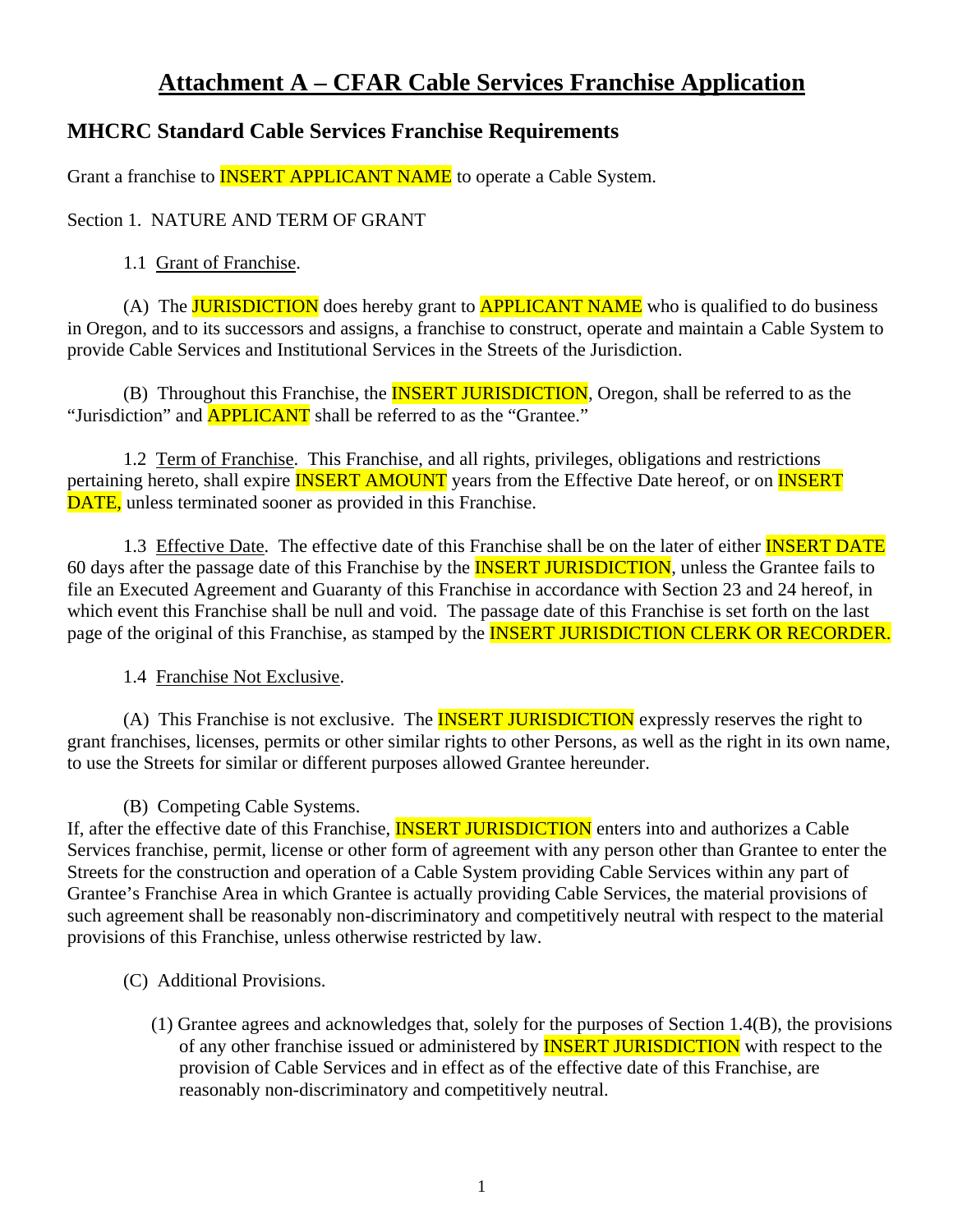# Attachment A – CFAR Cable Services Franchise Application

## MHCRC Standard Cable Services Franchise Requirements

Grant a franchise to INSERT APPLICANT NAME to operate a Cable System.

Section 1. NATURE AND TERM OF GRANT

1.1 Grant of Franchise.

(A) The JURISDICTION does hereby grant to APPLICANT NAME who is qualified to do business in Oregon, and to its successors and assigns, a franchise to construct, operate and maintain a Cable System to provide Cable Services and Institutional Services in the Streets of the Jurisdiction.

(B) Throughout this Franchise, the INSERT JURISDICTION, Oregon, shall be referred to as the "Jurisdiction" and APPLICANT shall be referred to as the "Grantee."

1.2 Term of Franchise. This Franchise, and all rights, privileges, obligations and restrictions pertaining hereto, shall expire INSERT AMOUNT years from the Effective Date hereof, or on INSERT DATE, unless terminated sooner as provided in this Franchise.

1.3 Effective Date. The effective date of this Franchise shall be on the later of either INSERT DATE 60 days after the passage date of this Franchise by the INSERT JURISDICTION, unless the Grantee fails to file an Executed Agreement and Guaranty of this Franchise in accordance with Section 23 and 24 hereof, in which event this Franchise shall be null and void. The passage date of this Franchise is set forth on the last page of the original of this Franchise, as stamped by the INSERT JURISDICTION CLERK OR RECORDER.

1.4 Franchise Not Exclusive.

(A) This Franchise is not exclusive. The INSERT JURISDICTION expressly reserves the right to grant franchises, licenses, permits or other similar rights to other Persons, as well as the right in its own name, to use the Streets for similar or different purposes allowed Grantee hereunder.

(B) Competing Cable Systems.

If, after the effective date of this Franchise, INSERT JURISDICTION enters into and authorizes a Cable Services franchise, permit, license or other form of agreement with any person other than Grantee to enter the Streets for the construction and operation of a Cable System providing Cable Services within any part of Grantee's Franchise Area in which Grantee is actually providing Cable Services, the material provisions of such agreement shall be reasonably non-discriminatory and competitively neutral with respect to the material provisions of this Franchise, unless otherwise restricted by law.

(C) Additional Provisions.

(1) Grantee agrees and acknowledges that, solely for the purposes of Section 1.4(B), the provisions of any other franchise issued or administered by INSERT JURISDICTION with respect to the provision of Cable Services and in effect as of the effective date of this Franchise, are reasonably non-discriminatory and competitively neutral.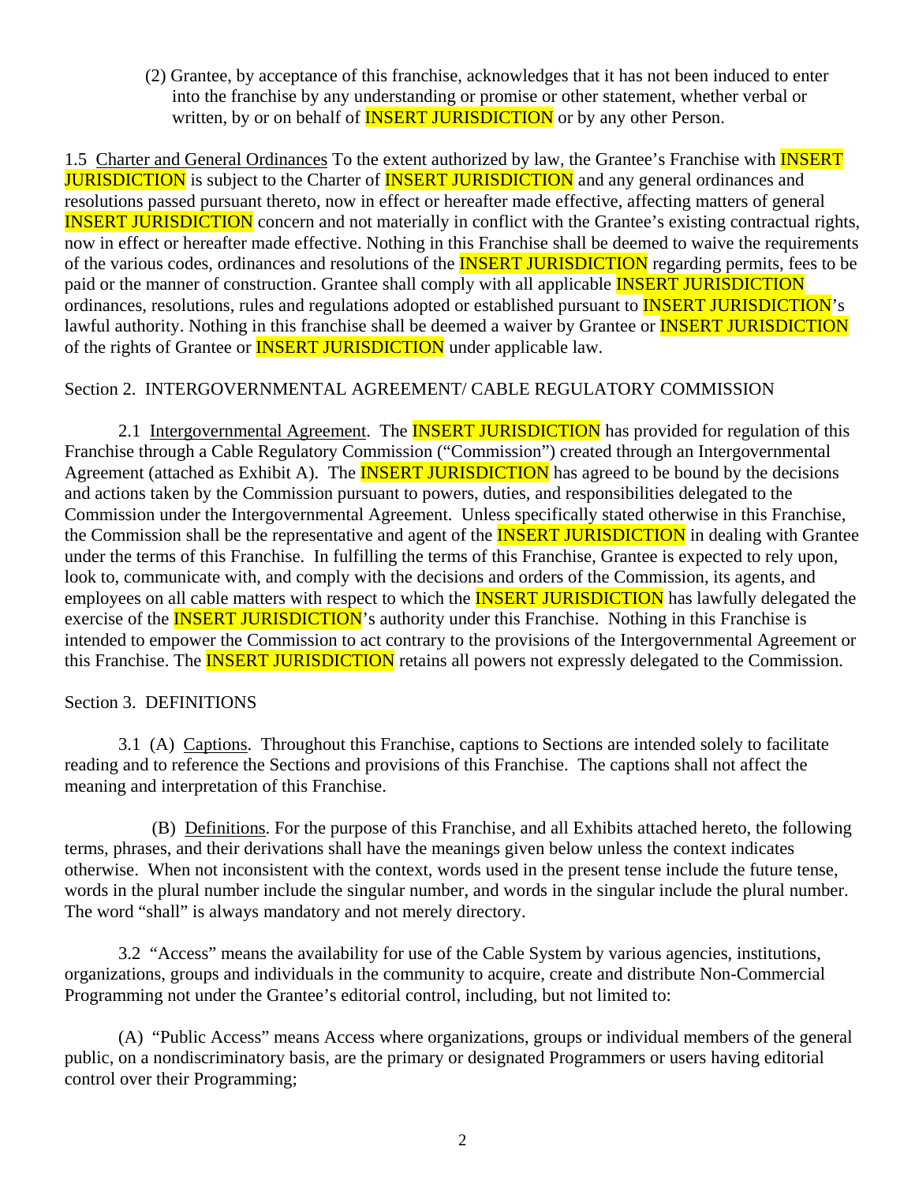(2) Grantee, by acceptance of this franchise, acknowledges that it has not been induced to enter into the franchise by any understanding or promise or other statement, whether verbal or written, by or on behalf of INSERT JURISDICTION or by any other Person.

1.5 Charter and General Ordinances To the extent authorized by law, the Grantee's Franchise with INSERT JURISDICTION is subject to the Charter of INSERT JURISDICTION and any general ordinances and resolutions passed pursuant thereto, now in effect or hereafter made effective, affecting matters of general INSERT JURISDICTION concern and not materially in conflict with the Grantee's existing contractual rights, now in effect or hereafter made effective. Nothing in this Franchise shall be deemed to waive the requirements of the various codes, ordinances and resolutions of the INSERT JURISDICTION regarding permits, fees to be paid or the manner of construction. Grantee shall comply with all applicable INSERT JURISDICTION ordinances, resolutions, rules and regulations adopted or established pursuant to INSERT JURISDICTION's lawful authority. Nothing in this franchise shall be deemed a waiver by Grantee or INSERT JURISDICTION of the rights of Grantee or INSERT JURISDICTION under applicable law.

## Section 2. INTERGOVERNMENTAL AGREEMENT/ CABLE REGULATORY COMMISSION

2.1 Intergovernmental Agreement. The INSERT JURISDICTION has provided for regulation of this Franchise through a Cable Regulatory Commission ("Commission") created through an Intergovernmental Agreement (attached as Exhibit A). The INSERT JURISDICTION has agreed to be bound by the decisions and actions taken by the Commission pursuant to powers, duties, and responsibilities delegated to the Commission under the Intergovernmental Agreement. Unless specifically stated otherwise in this Franchise, the Commission shall be the representative and agent of the INSERT JURISDICTION in dealing with Grantee under the terms of this Franchise. In fulfilling the terms of this Franchise, Grantee is expected to rely upon, look to, communicate with, and comply with the decisions and orders of the Commission, its agents, and employees on all cable matters with respect to which the INSERT JURISDICTION has lawfully delegated the exercise of the INSERT JURISDICTION's authority under this Franchise. Nothing in this Franchise is intended to empower the Commission to act contrary to the provisions of the Intergovernmental Agreement or this Franchise. The INSERT JURISDICTION retains all powers not expressly delegated to the Commission.

## Section 3. DEFINITIONS

3.1 (A) Captions. Throughout this Franchise, captions to Sections are intended solely to facilitate reading and to reference the Sections and provisions of this Franchise. The captions shall not affect the meaning and interpretation of this Franchise.

(B) Definitions. For the purpose of this Franchise, and all Exhibits attached hereto, the following terms, phrases, and their derivations shall have the meanings given below unless the context indicates otherwise. When not inconsistent with the context, words used in the present tense include the future tense, words in the plural number include the singular number, and words in the singular include the plural number. The word "shall" is always mandatory and not merely directory.

3.2 "Access" means the availability for use of the Cable System by various agencies, institutions, organizations, groups and individuals in the community to acquire, create and distribute Non-Commercial Programming not under the Grantee's editorial control, including, but not limited to:

(A) "Public Access" means Access where organizations, groups or individual members of the general public, on a nondiscriminatory basis, are the primary or designated Programmers or users having editorial control over their Programming;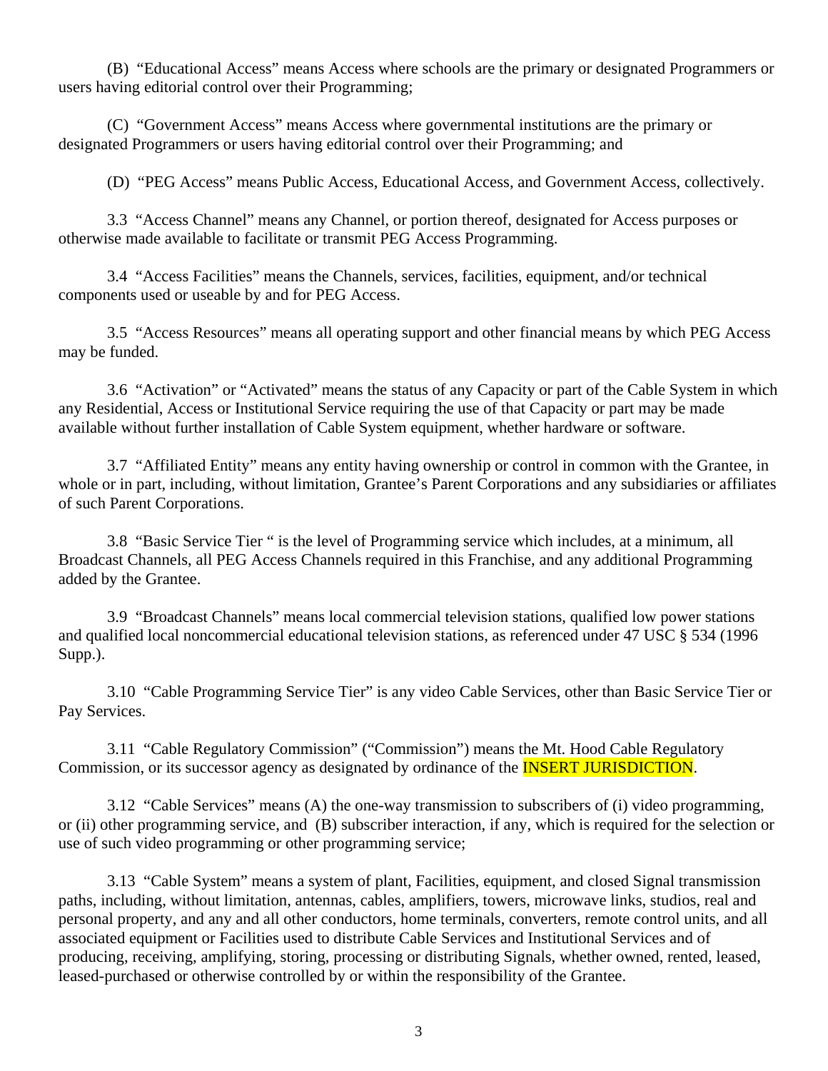(B) "Educational Access" means Access where schools are the primary or designated Programmers or users having editorial control over their Programming;

(C) "Government Access" means Access where governmental institutions are the primary or designated Programmers or users having editorial control over their Programming; and

(D) "PEG Access" means Public Access, Educational Access, and Government Access, collectively.

3.3 "Access Channel" means any Channel, or portion thereof, designated for Access purposes or otherwise made available to facilitate or transmit PEG Access Programming.

3.4 "Access Facilities" means the Channels, services, facilities, equipment, and/or technical components used or useable by and for PEG Access.

3.5 "Access Resources" means all operating support and other financial means by which PEG Access may be funded.

3.6 "Activation" or "Activated" means the status of any Capacity or part of the Cable System in which any Residential, Access or Institutional Service requiring the use of that Capacity or part may be made available without further installation of Cable System equipment, whether hardware or software.

3.7 "Affiliated Entity" means any entity having ownership or control in common with the Grantee, in whole or in part, including, without limitation, Grantee's Parent Corporations and any subsidiaries or affiliates of such Parent Corporations.

3.8 "Basic Service Tier " is the level of Programming service which includes, at a minimum, all Broadcast Channels, all PEG Access Channels required in this Franchise, and any additional Programming added by the Grantee.

3.9 "Broadcast Channels" means local commercial television stations, qualified low power stations and qualified local noncommercial educational television stations, as referenced under 47 USC § 534 (1996 Supp.).

3.10 "Cable Programming Service Tier" is any video Cable Services, other than Basic Service Tier or Pay Services.

3.11 "Cable Regulatory Commission" ("Commission") means the Mt. Hood Cable Regulatory Commission, or its successor agency as designated by ordinance of the INSERT JURISDICTION.

3.12 "Cable Services" means (A) the one-way transmission to subscribers of (i) video programming, or (ii) other programming service, and (B) subscriber interaction, if any, which is required for the selection or use of such video programming or other programming service;

3.13 "Cable System" means a system of plant, Facilities, equipment, and closed Signal transmission paths, including, without limitation, antennas, cables, amplifiers, towers, microwave links, studios, real and personal property, and any and all other conductors, home terminals, converters, remote control units, and all associated equipment or Facilities used to distribute Cable Services and Institutional Services and of producing, receiving, amplifying, storing, processing or distributing Signals, whether owned, rented, leased, leased-purchased or otherwise controlled by or within the responsibility of the Grantee.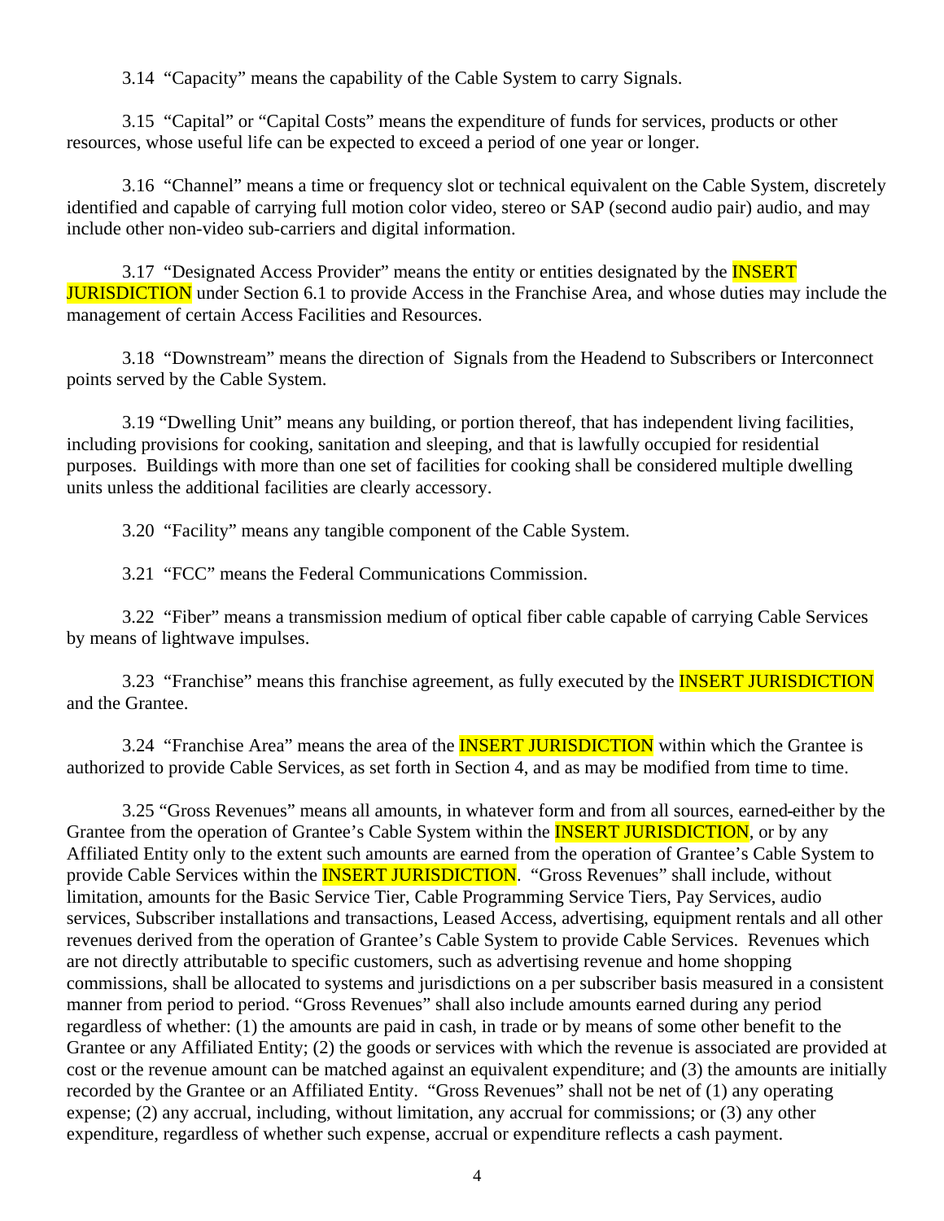3.14 "Capacity" means the capability of the Cable System to carry Signals.

3.15 "Capital" or "Capital Costs" means the expenditure of funds for services, products or other resources, whose useful life can be expected to exceed a period of one year or longer.

3.16 "Channel" means a time or frequency slot or technical equivalent on the Cable System, discretely identified and capable of carrying full motion color video, stereo or SAP (second audio pair) audio, and may include other non-video sub-carriers and digital information.

3.17 "Designated Access Provider" means the entity or entities designated by the INSERT JURISDICTION under Section 6.1 to provide Access in the Franchise Area, and whose duties may include the management of certain Access Facilities and Resources.

3.18 "Downstream" means the direction of Signals from the Headend to Subscribers or Interconnect points served by the Cable System.

3.19 "Dwelling Unit" means any building, or portion thereof, that has independent living facilities, including provisions for cooking, sanitation and sleeping, and that is lawfully occupied for residential purposes. Buildings with more than one set of facilities for cooking shall be considered multiple dwelling units unless the additional facilities are clearly accessory.

3.20 "Facility" means any tangible component of the Cable System.

3.21 "FCC" means the Federal Communications Commission.

3.22 "Fiber" means a transmission medium of optical fiber cable capable of carrying Cable Services by means of lightwave impulses.

3.23 "Franchise" means this franchise agreement, as fully executed by the INSERT JURISDICTION and the Grantee.

3.24 "Franchise Area" means the area of the INSERT JURISDICTION within which the Grantee is authorized to provide Cable Services, as set forth in Section 4, and as may be modified from time to time.

3.25 "Gross Revenues" means all amounts, in whatever form and from all sources, earned either by the Grantee from the operation of Grantee's Cable System within the INSERT JURISDICTION, or by any Affiliated Entity only to the extent such amounts are earned from the operation of Grantee's Cable System to provide Cable Services within the INSERT JURISDICTION. "Gross Revenues" shall include, without limitation, amounts for the Basic Service Tier, Cable Programming Service Tiers, Pay Services, audio services, Subscriber installations and transactions, Leased Access, advertising, equipment rentals and all other revenues derived from the operation of Grantee's Cable System to provide Cable Services. Revenues which are not directly attributable to specific customers, such as advertising revenue and home shopping commissions, shall be allocated to systems and jurisdictions on a per subscriber basis measured in a consistent manner from period to period. "Gross Revenues" shall also include amounts earned during any period regardless of whether: (1) the amounts are paid in cash, in trade or by means of some other benefit to the Grantee or any Affiliated Entity; (2) the goods or services with which the revenue is associated are provided at cost or the revenue amount can be matched against an equivalent expenditure; and (3) the amounts are initially recorded by the Grantee or an Affiliated Entity. "Gross Revenues" shall not be net of (1) any operating expense; (2) any accrual, including, without limitation, any accrual for commissions; or (3) any other expenditure, regardless of whether such expense, accrual or expenditure reflects a cash payment.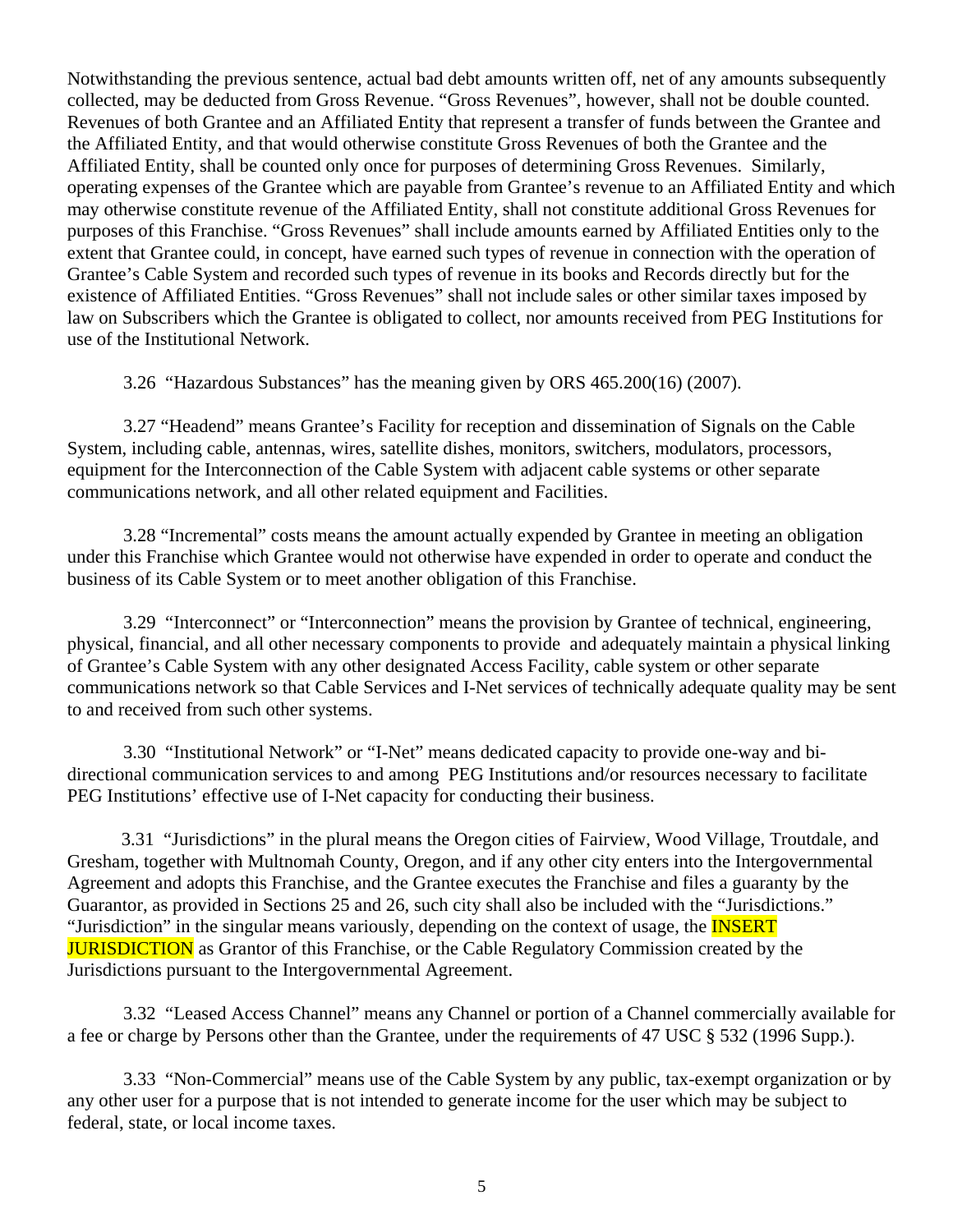Notwithstanding the previous sentence, actual bad debt amounts written off, net of any amounts subsequently collected, may be deducted from Gross Revenue. "Gross Revenues", however, shall not be double counted. Revenues of both Grantee and an Affiliated Entity that represent a transfer of funds between the Grantee and the Affiliated Entity, and that would otherwise constitute Gross Revenues of both the Grantee and the Affiliated Entity, shall be counted only once for purposes of determining Gross Revenues. Similarly, operating expenses of the Grantee which are payable from Grantee's revenue to an Affiliated Entity and which may otherwise constitute revenue of the Affiliated Entity, shall not constitute additional Gross Revenues for purposes of this Franchise. "Gross Revenues" shall include amounts earned by Affiliated Entities only to the extent that Grantee could, in concept, have earned such types of revenue in connection with the operation of Grantee's Cable System and recorded such types of revenue in its books and Records directly but for the existence of Affiliated Entities. "Gross Revenues" shall not include sales or other similar taxes imposed by law on Subscribers which the Grantee is obligated to collect, nor amounts received from PEG Institutions for use of the Institutional Network.

3.26 "Hazardous Substances" has the meaning given by ORS 465.200(16) (2007).

3.27 "Headend" means Grantee's Facility for reception and dissemination of Signals on the Cable System, including cable, antennas, wires, satellite dishes, monitors, switchers, modulators, processors, equipment for the Interconnection of the Cable System with adjacent cable systems or other separate communications network, and all other related equipment and Facilities.

3.28 "Incremental" costs means the amount actually expended by Grantee in meeting an obligation under this Franchise which Grantee would not otherwise have expended in order to operate and conduct the business of its Cable System or to meet another obligation of this Franchise.

3.29 "Interconnect" or "Interconnection" means the provision by Grantee of technical, engineering, physical, financial, and all other necessary components to provide and adequately maintain a physical linking of Grantee's Cable System with any other designated Access Facility, cable system or other separate communications network so that Cable Services and I-Net services of technically adequate quality may be sent to and received from such other systems.

3.30 "Institutional Network" or "I-Net" means dedicated capacity to provide one-way and bi-directional communication services to and among PEG Institutions and/or resources necessary to facilitate PEG Institutions' effective use of I-Net capacity for conducting their business.

3.31 "Jurisdictions" in the plural means the Oregon cities of Fairview, Wood Village, Troutdale, and Gresham, together with Multnomah County, Oregon, and if any other city enters into the Intergovernmental Agreement and adopts this Franchise, and the Grantee executes the Franchise and files a guaranty by the Guarantor, as provided in Sections 25 and 26, such city shall also be included with the "Jurisdictions." "Jurisdiction" in the singular means variously, depending on the context of usage, the INSERT JURISDICTION as Grantor of this Franchise, or the Cable Regulatory Commission created by the Jurisdictions pursuant to the Intergovernmental Agreement.

3.32 "Leased Access Channel" means any Channel or portion of a Channel commercially available for a fee or charge by Persons other than the Grantee, under the requirements of 47 USC § 532 (1996 Supp.).

3.33 "Non-Commercial" means use of the Cable System by any public, tax-exempt organization or by any other user for a purpose that is not intended to generate income for the user which may be subject to federal, state, or local income taxes.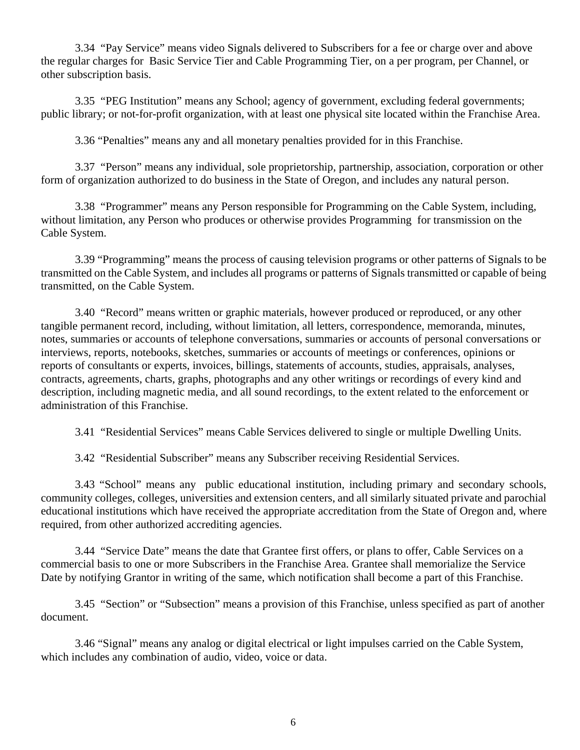3.34 "Pay Service" means video Signals delivered to Subscribers for a fee or charge over and above the regular charges for Basic Service Tier and Cable Programming Tier, on a per program, per Channel, or other subscription basis.

3.35 "PEG Institution" means any School; agency of government, excluding federal governments; public library; or not-for-profit organization, with at least one physical site located within the Franchise Area.

3.36 "Penalties" means any and all monetary penalties provided for in this Franchise.

3.37 "Person" means any individual, sole proprietorship, partnership, association, corporation or other form of organization authorized to do business in the State of Oregon, and includes any natural person.

3.38 "Programmer" means any Person responsible for Programming on the Cable System, including, without limitation, any Person who produces or otherwise provides Programming for transmission on the Cable System.

3.39 "Programming" means the process of causing television programs or other patterns of Signals to be transmitted on the Cable System, and includes all programs or patterns of Signals transmitted or capable of being transmitted, on the Cable System.

3.40 "Record" means written or graphic materials, however produced or reproduced, or any other tangible permanent record, including, without limitation, all letters, correspondence, memoranda, minutes, notes, summaries or accounts of telephone conversations, summaries or accounts of personal conversations or interviews, reports, notebooks, sketches, summaries or accounts of meetings or conferences, opinions or reports of consultants or experts, invoices, billings, statements of accounts, studies, appraisals, analyses, contracts, agreements, charts, graphs, photographs and any other writings or recordings of every kind and description, including magnetic media, and all sound recordings, to the extent related to the enforcement or administration of this Franchise.

3.41 "Residential Services" means Cable Services delivered to single or multiple Dwelling Units.

3.42 "Residential Subscriber" means any Subscriber receiving Residential Services.

3.43 "School" means any public educational institution, including primary and secondary schools, community colleges, colleges, universities and extension centers, and all similarly situated private and parochial educational institutions which have received the appropriate accreditation from the State of Oregon and, where required, from other authorized accrediting agencies.

3.44 "Service Date" means the date that Grantee first offers, or plans to offer, Cable Services on a commercial basis to one or more Subscribers in the Franchise Area. Grantee shall memorialize the Service Date by notifying Grantor in writing of the same, which notification shall become a part of this Franchise.

3.45 "Section" or "Subsection" means a provision of this Franchise, unless specified as part of another document.

3.46 "Signal" means any analog or digital electrical or light impulses carried on the Cable System, which includes any combination of audio, video, voice or data.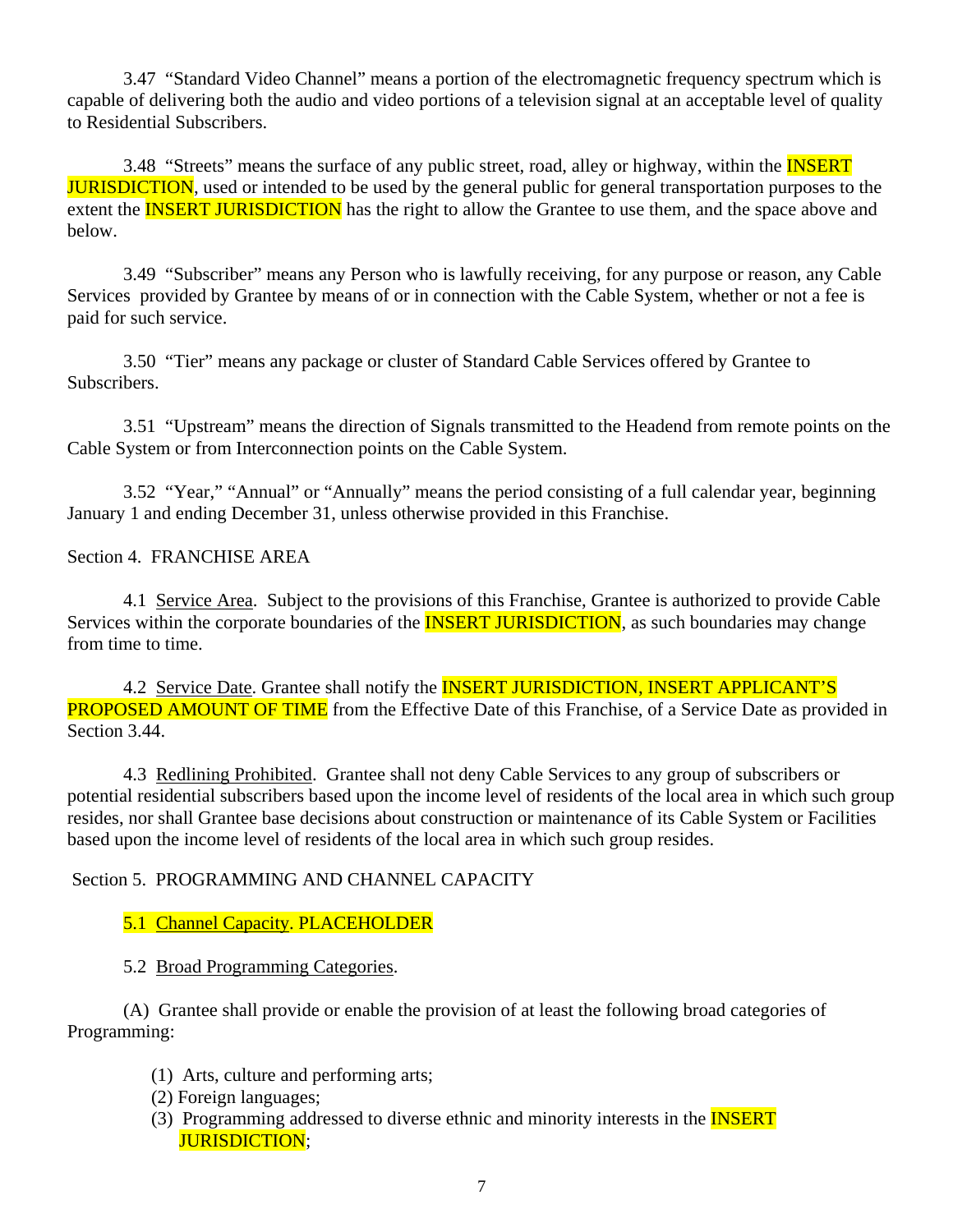3.47 "Standard Video Channel" means a portion of the electromagnetic frequency spectrum which is capable of delivering both the audio and video portions of a television signal at an acceptable level of quality to Residential Subscribers.

3.48 "Streets" means the surface of any public street, road, alley or highway, within the INSERT JURISDICTION, used or intended to be used by the general public for general transportation purposes to the extent the INSERT JURISDICTION has the right to allow the Grantee to use them, and the space above and below.

3.49 "Subscriber" means any Person who is lawfully receiving, for any purpose or reason, any Cable Services provided by Grantee by means of or in connection with the Cable System, whether or not a fee is paid for such service.

3.50 "Tier" means any package or cluster of Standard Cable Services offered by Grantee to Subscribers.

3.51 "Upstream" means the direction of Signals transmitted to the Headend from remote points on the Cable System or from Interconnection points on the Cable System.

3.52 "Year," "Annual" or "Annually" means the period consisting of a full calendar year, beginning January 1 and ending December 31, unless otherwise provided in this Franchise.

Section 4. FRANCHISE AREA

4.1 Service Area. Subject to the provisions of this Franchise, Grantee is authorized to provide Cable Services within the corporate boundaries of the INSERT JURISDICTION, as such boundaries may change from time to time.

4.2 Service Date. Grantee shall notify the INSERT JURISDICTION, INSERT APPLICANT'S PROPOSED AMOUNT OF TIME from the Effective Date of this Franchise, of a Service Date as provided in Section 3.44.

4.3 Redlining Prohibited. Grantee shall not deny Cable Services to any group of subscribers or potential residential subscribers based upon the income level of residents of the local area in which such group resides, nor shall Grantee base decisions about construction or maintenance of its Cable System or Facilities based upon the income level of residents of the local area in which such group resides.

Section 5. PROGRAMMING AND CHANNEL CAPACITY

5.1 Channel Capacity. PLACEHOLDER

5.2 Broad Programming Categories.

(A) Grantee shall provide or enable the provision of at least the following broad categories of Programming:

(1) Arts, culture and performing arts;
(2) Foreign languages;
(3) Programming addressed to diverse ethnic and minority interests in the INSERT JURISDICTION;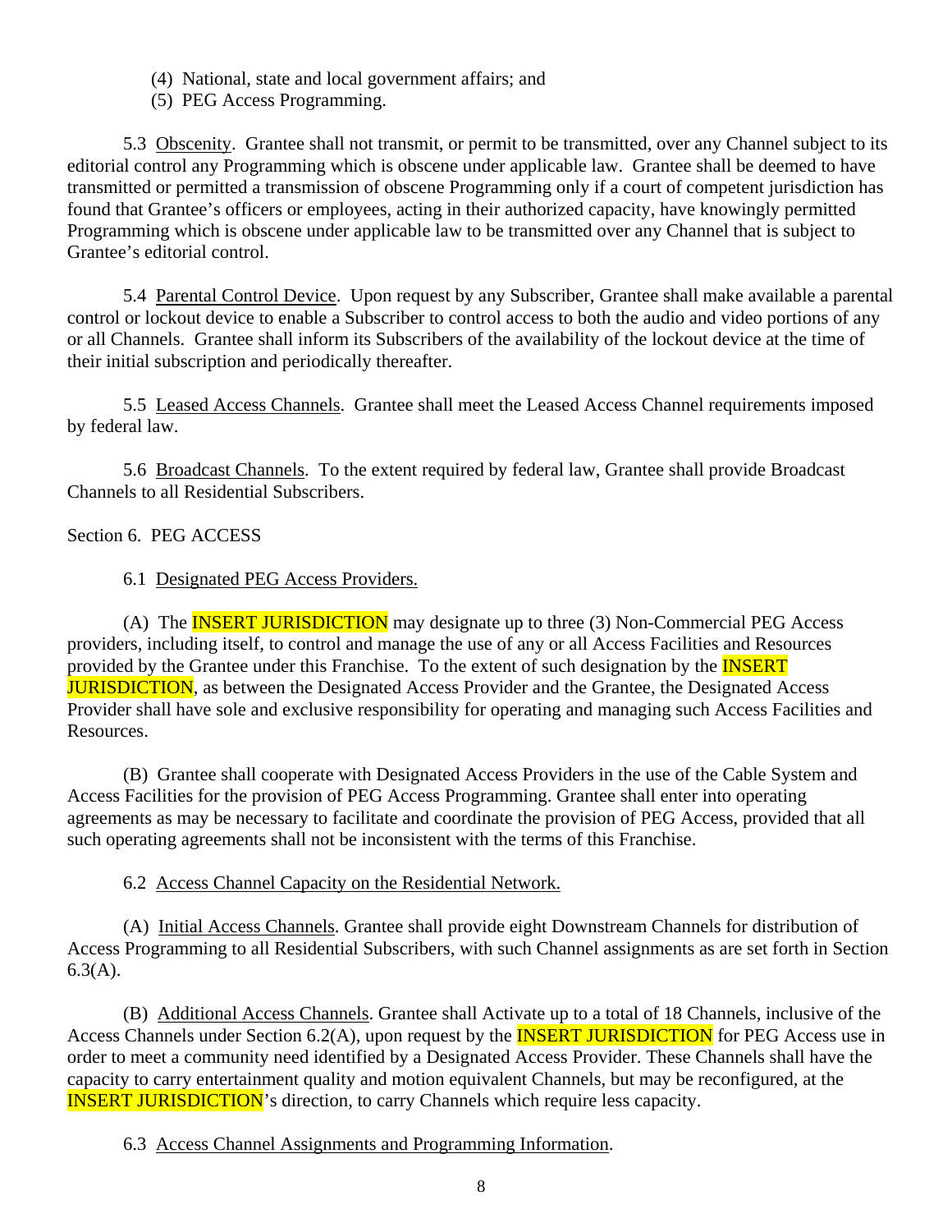(4) National, state and local government affairs; and
(5) PEG Access Programming.

5.3 <u>Obscenity</u>. Grantee shall not transmit, or permit to be transmitted, over any Channel subject to its editorial control any Programming which is obscene under applicable law. Grantee shall be deemed to have transmitted or permitted a transmission of obscene Programming only if a court of competent jurisdiction has found that Grantee's officers or employees, acting in their authorized capacity, have knowingly permitted Programming which is obscene under applicable law to be transmitted over any Channel that is subject to Grantee's editorial control.

5.4 <u>Parental Control Device</u>. Upon request by any Subscriber, Grantee shall make available a parental control or lockout device to enable a Subscriber to control access to both the audio and video portions of any or all Channels. Grantee shall inform its Subscribers of the availability of the lockout device at the time of their initial subscription and periodically thereafter.

5.5 <u>Leased Access Channels</u>. Grantee shall meet the Leased Access Channel requirements imposed by federal law.

5.6 <u>Broadcast Channels</u>. To the extent required by federal law, Grantee shall provide Broadcast Channels to all Residential Subscribers.

Section 6. PEG ACCESS

6.1 <u>Designated PEG Access Providers.</u>

(A) The INSERT JURISDICTION may designate up to three (3) Non-Commercial PEG Access providers, including itself, to control and manage the use of any or all Access Facilities and Resources provided by the Grantee under this Franchise. To the extent of such designation by the INSERT JURISDICTION, as between the Designated Access Provider and the Grantee, the Designated Access Provider shall have sole and exclusive responsibility for operating and managing such Access Facilities and Resources.

(B) Grantee shall cooperate with Designated Access Providers in the use of the Cable System and Access Facilities for the provision of PEG Access Programming. Grantee shall enter into operating agreements as may be necessary to facilitate and coordinate the provision of PEG Access, provided that all such operating agreements shall not be inconsistent with the terms of this Franchise.

6.2 <u>Access Channel Capacity on the Residential Network.</u>

(A) <u>Initial Access Channels</u>. Grantee shall provide eight Downstream Channels for distribution of Access Programming to all Residential Subscribers, with such Channel assignments as are set forth in Section 6.3(A).

(B) <u>Additional Access Channels</u>. Grantee shall Activate up to a total of 18 Channels, inclusive of the Access Channels under Section 6.2(A), upon request by the INSERT JURISDICTION for PEG Access use in order to meet a community need identified by a Designated Access Provider. These Channels shall have the capacity to carry entertainment quality and motion equivalent Channels, but may be reconfigured, at the INSERT JURISDICTION's direction, to carry Channels which require less capacity.

6.3 <u>Access Channel Assignments and Programming Information</u>.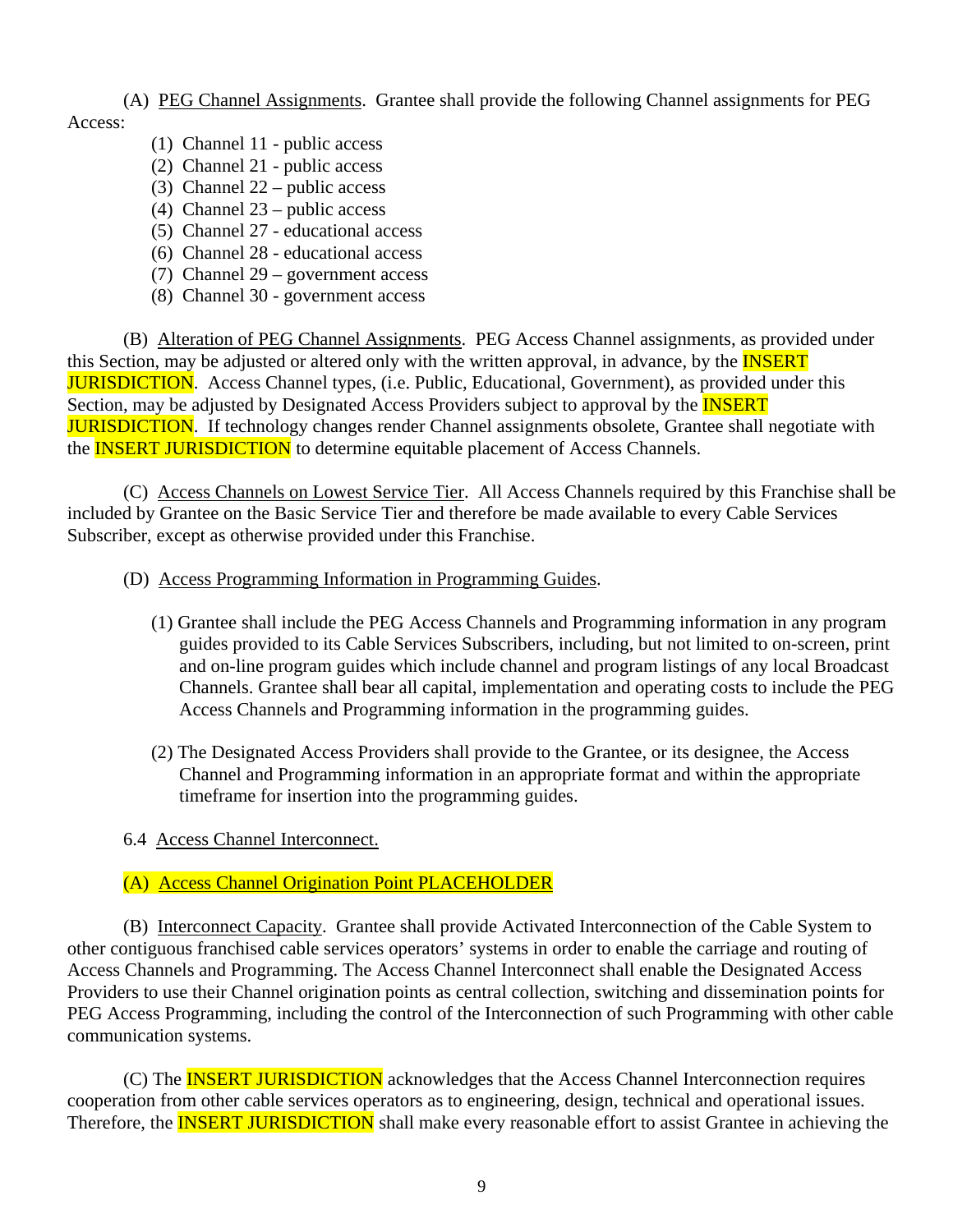(A) PEG Channel Assignments. Grantee shall provide the following Channel assignments for PEG Access:

(1) Channel 11 - public access
(2) Channel 21 - public access
(3) Channel 22 – public access
(4) Channel 23 – public access
(5) Channel 27 - educational access
(6) Channel 28 - educational access
(7) Channel 29 – government access
(8) Channel 30 - government access

(B) Alteration of PEG Channel Assignments. PEG Access Channel assignments, as provided under this Section, may be adjusted or altered only with the written approval, in advance, by the INSERT JURISDICTION. Access Channel types, (i.e. Public, Educational, Government), as provided under this Section, may be adjusted by Designated Access Providers subject to approval by the INSERT JURISDICTION. If technology changes render Channel assignments obsolete, Grantee shall negotiate with the INSERT JURISDICTION to determine equitable placement of Access Channels.

(C) Access Channels on Lowest Service Tier. All Access Channels required by this Franchise shall be included by Grantee on the Basic Service Tier and therefore be made available to every Cable Services Subscriber, except as otherwise provided under this Franchise.

(D) Access Programming Information in Programming Guides.

(1) Grantee shall include the PEG Access Channels and Programming information in any program guides provided to its Cable Services Subscribers, including, but not limited to on-screen, print and on-line program guides which include channel and program listings of any local Broadcast Channels. Grantee shall bear all capital, implementation and operating costs to include the PEG Access Channels and Programming information in the programming guides.

(2) The Designated Access Providers shall provide to the Grantee, or its designee, the Access Channel and Programming information in an appropriate format and within the appropriate timeframe for insertion into the programming guides.

6.4 Access Channel Interconnect.

(A) Access Channel Origination Point PLACEHOLDER

(B) Interconnect Capacity. Grantee shall provide Activated Interconnection of the Cable System to other contiguous franchised cable services operators' systems in order to enable the carriage and routing of Access Channels and Programming. The Access Channel Interconnect shall enable the Designated Access Providers to use their Channel origination points as central collection, switching and dissemination points for PEG Access Programming, including the control of the Interconnection of such Programming with other cable communication systems.

(C) The INSERT JURISDICTION acknowledges that the Access Channel Interconnection requires cooperation from other cable services operators as to engineering, design, technical and operational issues. Therefore, the INSERT JURISDICTION shall make every reasonable effort to assist Grantee in achieving the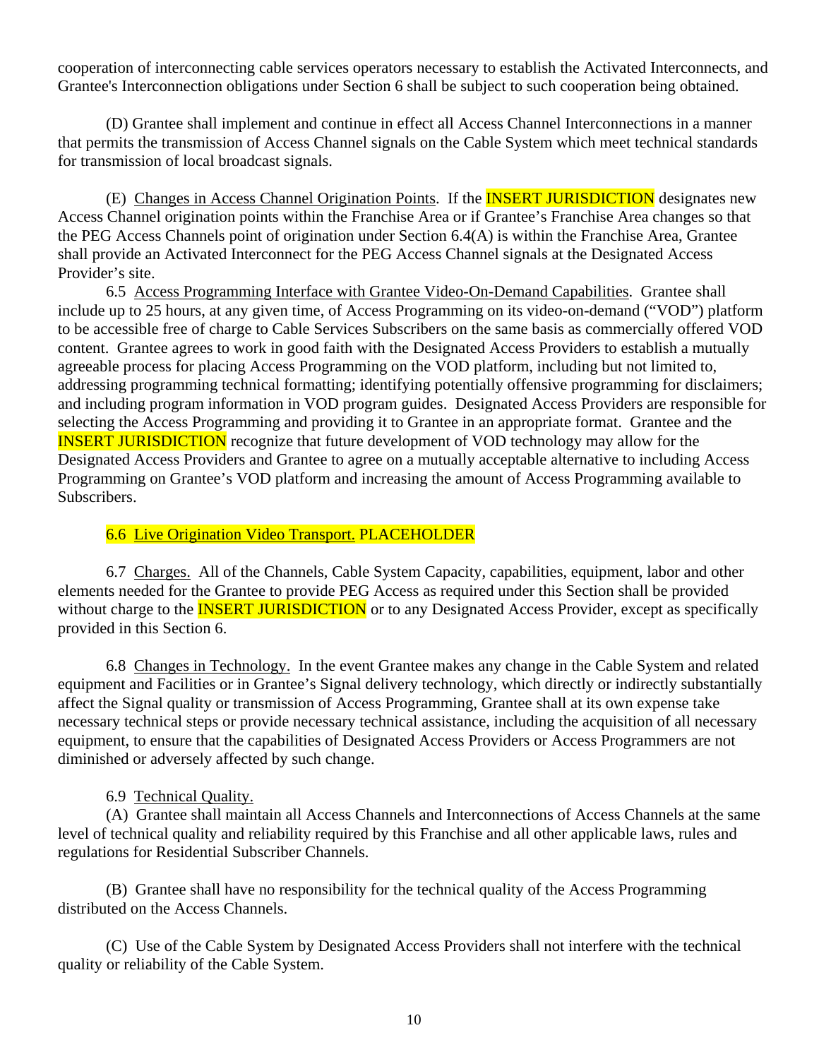cooperation of interconnecting cable services operators necessary to establish the Activated Interconnects, and Grantee's Interconnection obligations under Section 6 shall be subject to such cooperation being obtained.

(D) Grantee shall implement and continue in effect all Access Channel Interconnections in a manner that permits the transmission of Access Channel signals on the Cable System which meet technical standards for transmission of local broadcast signals.

(E) Changes in Access Channel Origination Points. If the INSERT JURISDICTION designates new Access Channel origination points within the Franchise Area or if Grantee's Franchise Area changes so that the PEG Access Channels point of origination under Section 6.4(A) is within the Franchise Area, Grantee shall provide an Activated Interconnect for the PEG Access Channel signals at the Designated Access Provider's site.

6.5 Access Programming Interface with Grantee Video-On-Demand Capabilities. Grantee shall include up to 25 hours, at any given time, of Access Programming on its video-on-demand ("VOD") platform to be accessible free of charge to Cable Services Subscribers on the same basis as commercially offered VOD content. Grantee agrees to work in good faith with the Designated Access Providers to establish a mutually agreeable process for placing Access Programming on the VOD platform, including but not limited to, addressing programming technical formatting; identifying potentially offensive programming for disclaimers; and including program information in VOD program guides. Designated Access Providers are responsible for selecting the Access Programming and providing it to Grantee in an appropriate format. Grantee and the INSERT JURISDICTION recognize that future development of VOD technology may allow for the Designated Access Providers and Grantee to agree on a mutually acceptable alternative to including Access Programming on Grantee's VOD platform and increasing the amount of Access Programming available to Subscribers.

6.6 Live Origination Video Transport. PLACEHOLDER

6.7 Charges. All of the Channels, Cable System Capacity, capabilities, equipment, labor and other elements needed for the Grantee to provide PEG Access as required under this Section shall be provided without charge to the INSERT JURISDICTION or to any Designated Access Provider, except as specifically provided in this Section 6.

6.8 Changes in Technology. In the event Grantee makes any change in the Cable System and related equipment and Facilities or in Grantee's Signal delivery technology, which directly or indirectly substantially affect the Signal quality or transmission of Access Programming, Grantee shall at its own expense take necessary technical steps or provide necessary technical assistance, including the acquisition of all necessary equipment, to ensure that the capabilities of Designated Access Providers or Access Programmers are not diminished or adversely affected by such change.

6.9 Technical Quality.

(A) Grantee shall maintain all Access Channels and Interconnections of Access Channels at the same level of technical quality and reliability required by this Franchise and all other applicable laws, rules and regulations for Residential Subscriber Channels.

(B) Grantee shall have no responsibility for the technical quality of the Access Programming distributed on the Access Channels.

(C) Use of the Cable System by Designated Access Providers shall not interfere with the technical quality or reliability of the Cable System.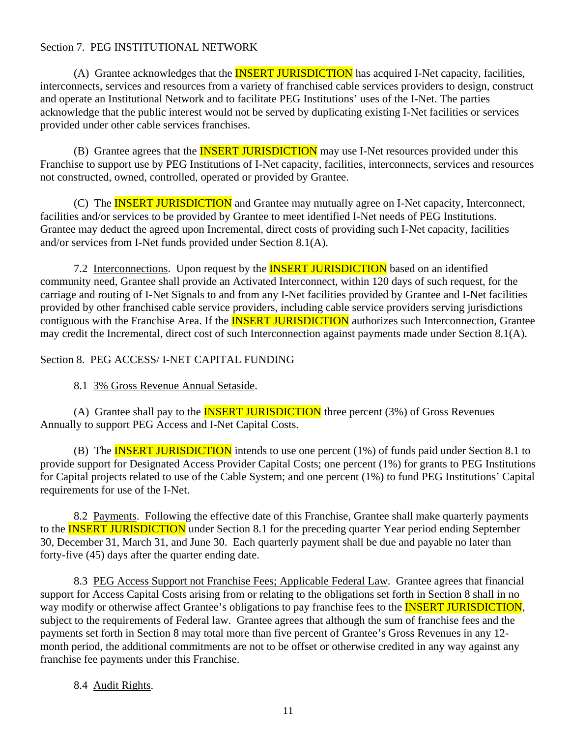Section 7. PEG INSTITUTIONAL NETWORK

(A) Grantee acknowledges that the INSERT JURISDICTION has acquired I-Net capacity, facilities, interconnects, services and resources from a variety of franchised cable services providers to design, construct and operate an Institutional Network and to facilitate PEG Institutions' uses of the I-Net. The parties acknowledge that the public interest would not be served by duplicating existing I-Net facilities or services provided under other cable services franchises.

(B) Grantee agrees that the INSERT JURISDICTION may use I-Net resources provided under this Franchise to support use by PEG Institutions of I-Net capacity, facilities, interconnects, services and resources not constructed, owned, controlled, operated or provided by Grantee.

(C) The INSERT JURISDICTION and Grantee may mutually agree on I-Net capacity, Interconnect, facilities and/or services to be provided by Grantee to meet identified I-Net needs of PEG Institutions. Grantee may deduct the agreed upon Incremental, direct costs of providing such I-Net capacity, facilities and/or services from I-Net funds provided under Section 8.1(A).

7.2 Interconnections. Upon request by the INSERT JURISDICTION based on an identified community need, Grantee shall provide an Activated Interconnect, within 120 days of such request, for the carriage and routing of I-Net Signals to and from any I-Net facilities provided by Grantee and I-Net facilities provided by other franchised cable service providers, including cable service providers serving jurisdictions contiguous with the Franchise Area. If the INSERT JURISDICTION authorizes such Interconnection, Grantee may credit the Incremental, direct cost of such Interconnection against payments made under Section 8.1(A).

Section 8. PEG ACCESS/ I-NET CAPITAL FUNDING

8.1 3% Gross Revenue Annual Setaside.

(A) Grantee shall pay to the INSERT JURISDICTION three percent (3%) of Gross Revenues Annually to support PEG Access and I-Net Capital Costs.

(B) The INSERT JURISDICTION intends to use one percent (1%) of funds paid under Section 8.1 to provide support for Designated Access Provider Capital Costs; one percent (1%) for grants to PEG Institutions for Capital projects related to use of the Cable System; and one percent (1%) to fund PEG Institutions' Capital requirements for use of the I-Net.

8.2 Payments. Following the effective date of this Franchise, Grantee shall make quarterly payments to the INSERT JURISDICTION under Section 8.1 for the preceding quarter Year period ending September 30, December 31, March 31, and June 30. Each quarterly payment shall be due and payable no later than forty-five (45) days after the quarter ending date.

8.3 PEG Access Support not Franchise Fees; Applicable Federal Law. Grantee agrees that financial support for Access Capital Costs arising from or relating to the obligations set forth in Section 8 shall in no way modify or otherwise affect Grantee's obligations to pay franchise fees to the INSERT JURISDICTION, subject to the requirements of Federal law. Grantee agrees that although the sum of franchise fees and the payments set forth in Section 8 may total more than five percent of Grantee's Gross Revenues in any 12-month period, the additional commitments are not to be offset or otherwise credited in any way against any franchise fee payments under this Franchise.

8.4 Audit Rights.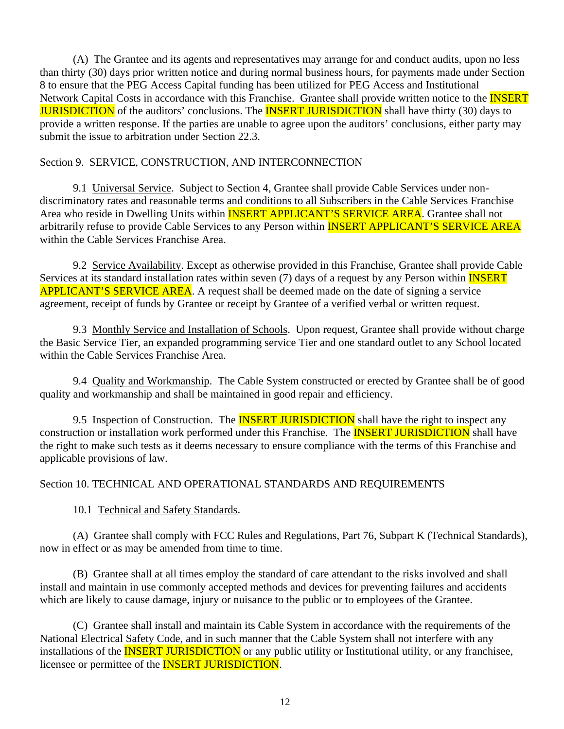(A) The Grantee and its agents and representatives may arrange for and conduct audits, upon no less than thirty (30) days prior written notice and during normal business hours, for payments made under Section 8 to ensure that the PEG Access Capital funding has been utilized for PEG Access and Institutional Network Capital Costs in accordance with this Franchise. Grantee shall provide written notice to the INSERT JURISDICTION of the auditors' conclusions. The INSERT JURISDICTION shall have thirty (30) days to provide a written response. If the parties are unable to agree upon the auditors' conclusions, either party may submit the issue to arbitration under Section 22.3.

Section 9. SERVICE, CONSTRUCTION, AND INTERCONNECTION

9.1 Universal Service. Subject to Section 4, Grantee shall provide Cable Services under non-discriminatory rates and reasonable terms and conditions to all Subscribers in the Cable Services Franchise Area who reside in Dwelling Units within INSERT APPLICANT'S SERVICE AREA. Grantee shall not arbitrarily refuse to provide Cable Services to any Person within INSERT APPLICANT'S SERVICE AREA within the Cable Services Franchise Area.

9.2 Service Availability. Except as otherwise provided in this Franchise, Grantee shall provide Cable Services at its standard installation rates within seven (7) days of a request by any Person within INSERT APPLICANT'S SERVICE AREA. A request shall be deemed made on the date of signing a service agreement, receipt of funds by Grantee or receipt by Grantee of a verified verbal or written request.

9.3 Monthly Service and Installation of Schools. Upon request, Grantee shall provide without charge the Basic Service Tier, an expanded programming service Tier and one standard outlet to any School located within the Cable Services Franchise Area.

9.4 Quality and Workmanship. The Cable System constructed or erected by Grantee shall be of good quality and workmanship and shall be maintained in good repair and efficiency.

9.5 Inspection of Construction. The INSERT JURISDICTION shall have the right to inspect any construction or installation work performed under this Franchise. The INSERT JURISDICTION shall have the right to make such tests as it deems necessary to ensure compliance with the terms of this Franchise and applicable provisions of law.

Section 10. TECHNICAL AND OPERATIONAL STANDARDS AND REQUIREMENTS

10.1 Technical and Safety Standards.

(A) Grantee shall comply with FCC Rules and Regulations, Part 76, Subpart K (Technical Standards), now in effect or as may be amended from time to time.

(B) Grantee shall at all times employ the standard of care attendant to the risks involved and shall install and maintain in use commonly accepted methods and devices for preventing failures and accidents which are likely to cause damage, injury or nuisance to the public or to employees of the Grantee.

(C) Grantee shall install and maintain its Cable System in accordance with the requirements of the National Electrical Safety Code, and in such manner that the Cable System shall not interfere with any installations of the INSERT JURISDICTION or any public utility or Institutional utility, or any franchisee, licensee or permittee of the INSERT JURISDICTION.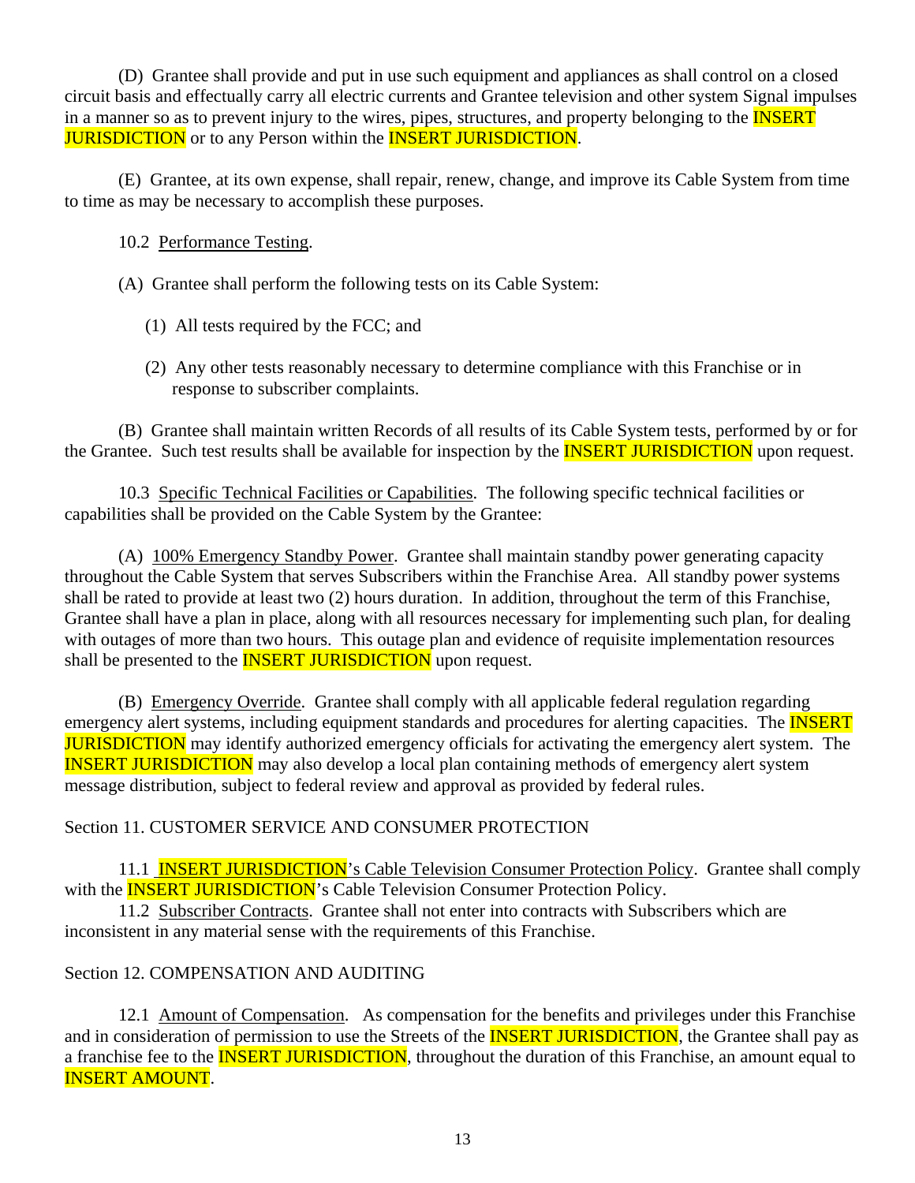(D) Grantee shall provide and put in use such equipment and appliances as shall control on a closed circuit basis and effectually carry all electric currents and Grantee television and other system Signal impulses in a manner so as to prevent injury to the wires, pipes, structures, and property belonging to the INSERT JURISDICTION or to any Person within the INSERT JURISDICTION.

(E) Grantee, at its own expense, shall repair, renew, change, and improve its Cable System from time to time as may be necessary to accomplish these purposes.

10.2 Performance Testing.

(A) Grantee shall perform the following tests on its Cable System:

(1) All tests required by the FCC; and

(2) Any other tests reasonably necessary to determine compliance with this Franchise or in response to subscriber complaints.

(B) Grantee shall maintain written Records of all results of its Cable System tests, performed by or for the Grantee. Such test results shall be available for inspection by the INSERT JURISDICTION upon request.

10.3 Specific Technical Facilities or Capabilities. The following specific technical facilities or capabilities shall be provided on the Cable System by the Grantee:

(A) 100% Emergency Standby Power. Grantee shall maintain standby power generating capacity throughout the Cable System that serves Subscribers within the Franchise Area. All standby power systems shall be rated to provide at least two (2) hours duration. In addition, throughout the term of this Franchise, Grantee shall have a plan in place, along with all resources necessary for implementing such plan, for dealing with outages of more than two hours. This outage plan and evidence of requisite implementation resources shall be presented to the INSERT JURISDICTION upon request.

(B) Emergency Override. Grantee shall comply with all applicable federal regulation regarding emergency alert systems, including equipment standards and procedures for alerting capacities. The INSERT JURISDICTION may identify authorized emergency officials for activating the emergency alert system. The INSERT JURISDICTION may also develop a local plan containing methods of emergency alert system message distribution, subject to federal review and approval as provided by federal rules.

Section 11. CUSTOMER SERVICE AND CONSUMER PROTECTION

11.1 INSERT JURISDICTION's Cable Television Consumer Protection Policy. Grantee shall comply with the INSERT JURISDICTION's Cable Television Consumer Protection Policy.

11.2 Subscriber Contracts. Grantee shall not enter into contracts with Subscribers which are inconsistent in any material sense with the requirements of this Franchise.

Section 12. COMPENSATION AND AUDITING

12.1 Amount of Compensation. As compensation for the benefits and privileges under this Franchise and in consideration of permission to use the Streets of the INSERT JURISDICTION, the Grantee shall pay as a franchise fee to the INSERT JURISDICTION, throughout the duration of this Franchise, an amount equal to INSERT AMOUNT.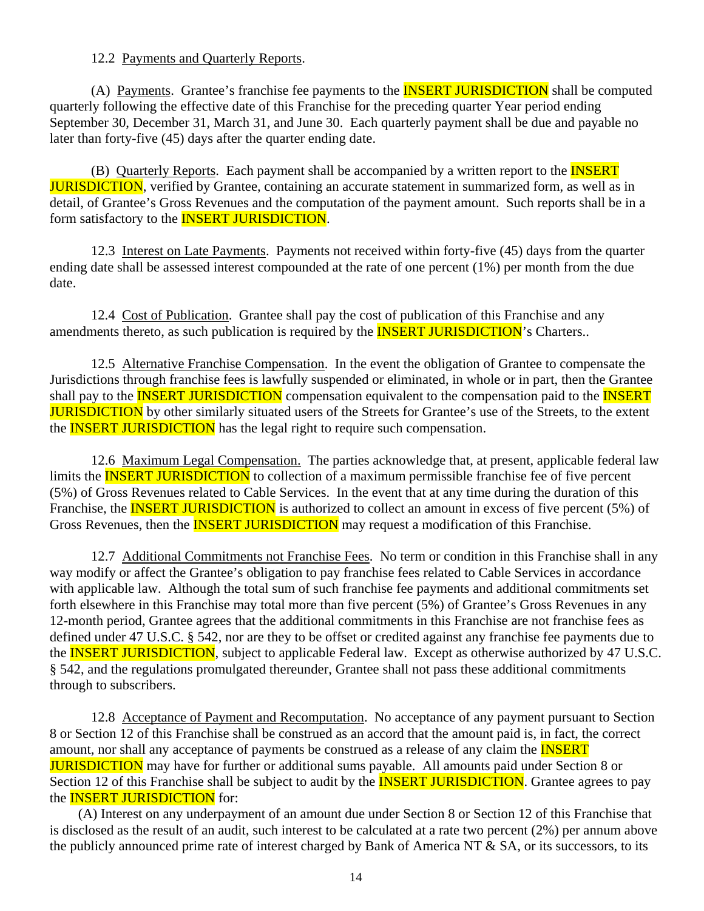12.2 Payments and Quarterly Reports.

(A) Payments. Grantee's franchise fee payments to the INSERT JURISDICTION shall be computed quarterly following the effective date of this Franchise for the preceding quarter Year period ending September 30, December 31, March 31, and June 30. Each quarterly payment shall be due and payable no later than forty-five (45) days after the quarter ending date.

(B) Quarterly Reports. Each payment shall be accompanied by a written report to the INSERT JURISDICTION, verified by Grantee, containing an accurate statement in summarized form, as well as in detail, of Grantee's Gross Revenues and the computation of the payment amount. Such reports shall be in a form satisfactory to the INSERT JURISDICTION.

12.3 Interest on Late Payments. Payments not received within forty-five (45) days from the quarter ending date shall be assessed interest compounded at the rate of one percent (1%) per month from the due date.

12.4 Cost of Publication. Grantee shall pay the cost of publication of this Franchise and any amendments thereto, as such publication is required by the INSERT JURISDICTION's Charters..

12.5 Alternative Franchise Compensation. In the event the obligation of Grantee to compensate the Jurisdictions through franchise fees is lawfully suspended or eliminated, in whole or in part, then the Grantee shall pay to the INSERT JURISDICTION compensation equivalent to the compensation paid to the INSERT JURISDICTION by other similarly situated users of the Streets for Grantee's use of the Streets, to the extent the INSERT JURISDICTION has the legal right to require such compensation.

12.6 Maximum Legal Compensation. The parties acknowledge that, at present, applicable federal law limits the INSERT JURISDICTION to collection of a maximum permissible franchise fee of five percent (5%) of Gross Revenues related to Cable Services. In the event that at any time during the duration of this Franchise, the INSERT JURISDICTION is authorized to collect an amount in excess of five percent (5%) of Gross Revenues, then the INSERT JURISDICTION may request a modification of this Franchise.

12.7 Additional Commitments not Franchise Fees. No term or condition in this Franchise shall in any way modify or affect the Grantee's obligation to pay franchise fees related to Cable Services in accordance with applicable law. Although the total sum of such franchise fee payments and additional commitments set forth elsewhere in this Franchise may total more than five percent (5%) of Grantee's Gross Revenues in any 12-month period, Grantee agrees that the additional commitments in this Franchise are not franchise fees as defined under 47 U.S.C. § 542, nor are they to be offset or credited against any franchise fee payments due to the INSERT JURISDICTION, subject to applicable Federal law. Except as otherwise authorized by 47 U.S.C. § 542, and the regulations promulgated thereunder, Grantee shall not pass these additional commitments through to subscribers.

12.8 Acceptance of Payment and Recomputation. No acceptance of any payment pursuant to Section 8 or Section 12 of this Franchise shall be construed as an accord that the amount paid is, in fact, the correct amount, nor shall any acceptance of payments be construed as a release of any claim the INSERT JURISDICTION may have for further or additional sums payable. All amounts paid under Section 8 or Section 12 of this Franchise shall be subject to audit by the INSERT JURISDICTION. Grantee agrees to pay the INSERT JURISDICTION for:

(A) Interest on any underpayment of an amount due under Section 8 or Section 12 of this Franchise that is disclosed as the result of an audit, such interest to be calculated at a rate two percent (2%) per annum above the publicly announced prime rate of interest charged by Bank of America NT & SA, or its successors, to its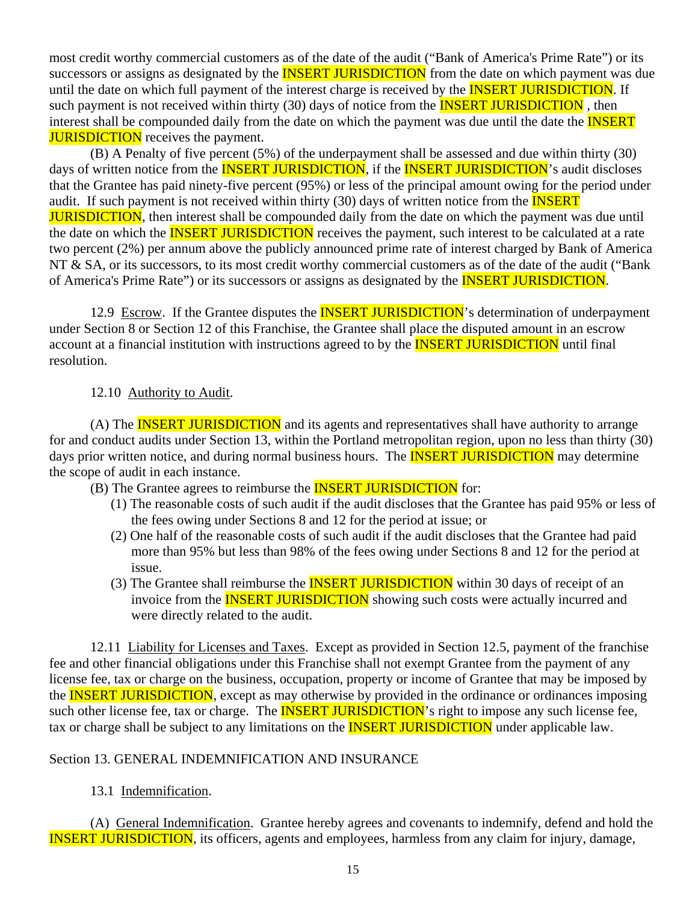most credit worthy commercial customers as of the date of the audit ("Bank of America's Prime Rate") or its successors or assigns as designated by the INSERT JURISDICTION from the date on which payment was due until the date on which full payment of the interest charge is received by the INSERT JURISDICTION. If such payment is not received within thirty (30) days of notice from the INSERT JURISDICTION , then interest shall be compounded daily from the date on which the payment was due until the date the INSERT JURISDICTION receives the payment.

(B) A Penalty of five percent (5%) of the underpayment shall be assessed and due within thirty (30) days of written notice from the INSERT JURISDICTION, if the INSERT JURISDICTION's audit discloses that the Grantee has paid ninety-five percent (95%) or less of the principal amount owing for the period under audit. If such payment is not received within thirty (30) days of written notice from the INSERT JURISDICTION, then interest shall be compounded daily from the date on which the payment was due until the date on which the INSERT JURISDICTION receives the payment, such interest to be calculated at a rate two percent (2%) per annum above the publicly announced prime rate of interest charged by Bank of America NT & SA, or its successors, to its most credit worthy commercial customers as of the date of the audit ("Bank of America's Prime Rate") or its successors or assigns as designated by the INSERT JURISDICTION.

12.9 Escrow. If the Grantee disputes the INSERT JURISDICTION's determination of underpayment under Section 8 or Section 12 of this Franchise, the Grantee shall place the disputed amount in an escrow account at a financial institution with instructions agreed to by the INSERT JURISDICTION until final resolution.

12.10 Authority to Audit.

(A) The INSERT JURISDICTION and its agents and representatives shall have authority to arrange for and conduct audits under Section 13, within the Portland metropolitan region, upon no less than thirty (30) days prior written notice, and during normal business hours. The INSERT JURISDICTION may determine the scope of audit in each instance.

(B) The Grantee agrees to reimburse the INSERT JURISDICTION for:

(1) The reasonable costs of such audit if the audit discloses that the Grantee has paid 95% or less of the fees owing under Sections 8 and 12 for the period at issue; or

(2) One half of the reasonable costs of such audit if the audit discloses that the Grantee had paid more than 95% but less than 98% of the fees owing under Sections 8 and 12 for the period at issue.

(3) The Grantee shall reimburse the INSERT JURISDICTION within 30 days of receipt of an invoice from the INSERT JURISDICTION showing such costs were actually incurred and were directly related to the audit.

12.11 Liability for Licenses and Taxes. Except as provided in Section 12.5, payment of the franchise fee and other financial obligations under this Franchise shall not exempt Grantee from the payment of any license fee, tax or charge on the business, occupation, property or income of Grantee that may be imposed by the INSERT JURISDICTION, except as may otherwise by provided in the ordinance or ordinances imposing such other license fee, tax or charge. The INSERT JURISDICTION's right to impose any such license fee, tax or charge shall be subject to any limitations on the INSERT JURISDICTION under applicable law.

## Section 13. GENERAL INDEMNIFICATION AND INSURANCE

13.1 Indemnification.

(A) General Indemnification. Grantee hereby agrees and covenants to indemnify, defend and hold the INSERT JURISDICTION, its officers, agents and employees, harmless from any claim for injury, damage,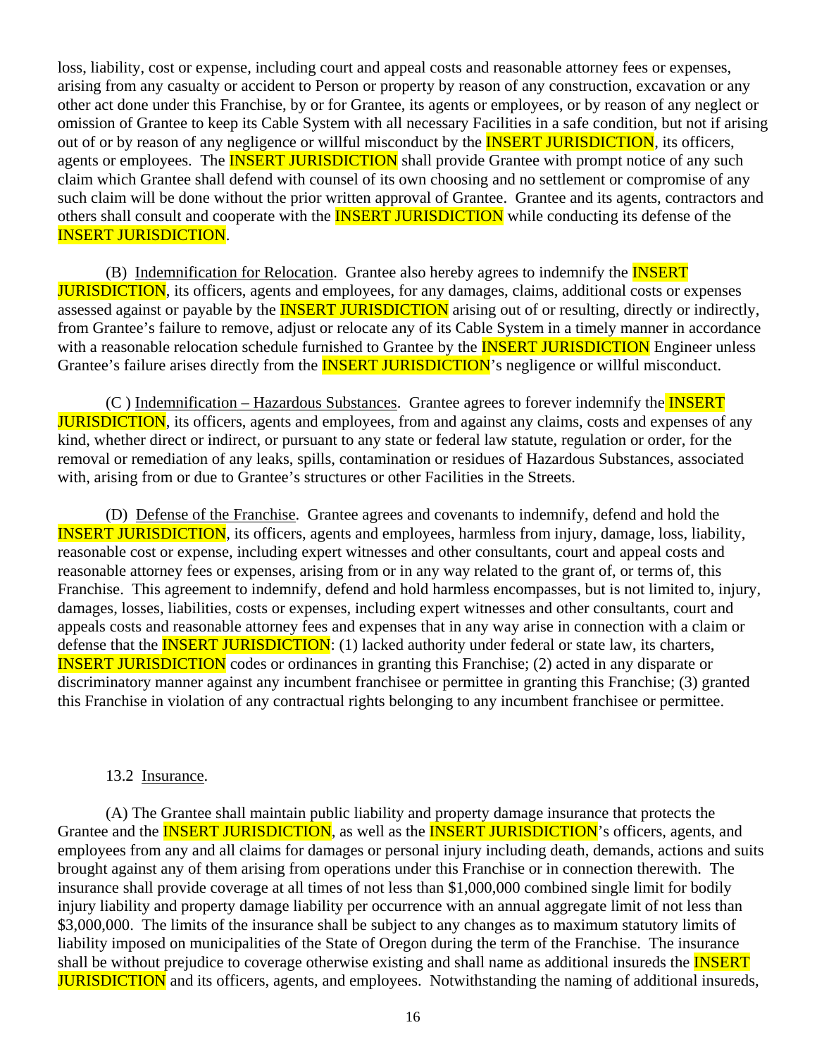loss, liability, cost or expense, including court and appeal costs and reasonable attorney fees or expenses, arising from any casualty or accident to Person or property by reason of any construction, excavation or any other act done under this Franchise, by or for Grantee, its agents or employees, or by reason of any neglect or omission of Grantee to keep its Cable System with all necessary Facilities in a safe condition, but not if arising out of or by reason of any negligence or willful misconduct by the INSERT JURISDICTION, its officers, agents or employees. The INSERT JURISDICTION shall provide Grantee with prompt notice of any such claim which Grantee shall defend with counsel of its own choosing and no settlement or compromise of any such claim will be done without the prior written approval of Grantee. Grantee and its agents, contractors and others shall consult and cooperate with the INSERT JURISDICTION while conducting its defense of the INSERT JURISDICTION.

(B) Indemnification for Relocation. Grantee also hereby agrees to indemnify the INSERT JURISDICTION, its officers, agents and employees, for any damages, claims, additional costs or expenses assessed against or payable by the INSERT JURISDICTION arising out of or resulting, directly or indirectly, from Grantee's failure to remove, adjust or relocate any of its Cable System in a timely manner in accordance with a reasonable relocation schedule furnished to Grantee by the INSERT JURISDICTION Engineer unless Grantee's failure arises directly from the INSERT JURISDICTION's negligence or willful misconduct.

(C ) Indemnification – Hazardous Substances. Grantee agrees to forever indemnify the INSERT JURISDICTION, its officers, agents and employees, from and against any claims, costs and expenses of any kind, whether direct or indirect, or pursuant to any state or federal law statute, regulation or order, for the removal or remediation of any leaks, spills, contamination or residues of Hazardous Substances, associated with, arising from or due to Grantee's structures or other Facilities in the Streets.

(D) Defense of the Franchise. Grantee agrees and covenants to indemnify, defend and hold the INSERT JURISDICTION, its officers, agents and employees, harmless from injury, damage, loss, liability, reasonable cost or expense, including expert witnesses and other consultants, court and appeal costs and reasonable attorney fees or expenses, arising from or in any way related to the grant of, or terms of, this Franchise. This agreement to indemnify, defend and hold harmless encompasses, but is not limited to, injury, damages, losses, liabilities, costs or expenses, including expert witnesses and other consultants, court and appeals costs and reasonable attorney fees and expenses that in any way arise in connection with a claim or defense that the INSERT JURISDICTION: (1) lacked authority under federal or state law, its charters, INSERT JURISDICTION codes or ordinances in granting this Franchise; (2) acted in any disparate or discriminatory manner against any incumbent franchisee or permittee in granting this Franchise; (3) granted this Franchise in violation of any contractual rights belonging to any incumbent franchisee or permittee.

13.2 Insurance.

(A) The Grantee shall maintain public liability and property damage insurance that protects the Grantee and the INSERT JURISDICTION, as well as the INSERT JURISDICTION's officers, agents, and employees from any and all claims for damages or personal injury including death, demands, actions and suits brought against any of them arising from operations under this Franchise or in connection therewith. The insurance shall provide coverage at all times of not less than $1,000,000 combined single limit for bodily injury liability and property damage liability per occurrence with an annual aggregate limit of not less than $3,000,000. The limits of the insurance shall be subject to any changes as to maximum statutory limits of liability imposed on municipalities of the State of Oregon during the term of the Franchise. The insurance shall be without prejudice to coverage otherwise existing and shall name as additional insureds the INSERT JURISDICTION and its officers, agents, and employees. Notwithstanding the naming of additional insureds,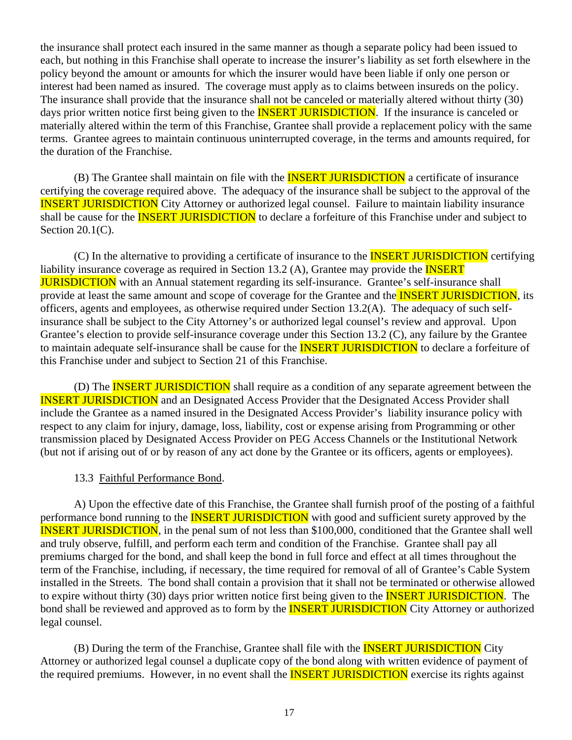the insurance shall protect each insured in the same manner as though a separate policy had been issued to each, but nothing in this Franchise shall operate to increase the insurer's liability as set forth elsewhere in the policy beyond the amount or amounts for which the insurer would have been liable if only one person or interest had been named as insured. The coverage must apply as to claims between insureds on the policy. The insurance shall provide that the insurance shall not be canceled or materially altered without thirty (30) days prior written notice first being given to the INSERT JURISDICTION. If the insurance is canceled or materially altered within the term of this Franchise, Grantee shall provide a replacement policy with the same terms. Grantee agrees to maintain continuous uninterrupted coverage, in the terms and amounts required, for the duration of the Franchise.

(B) The Grantee shall maintain on file with the INSERT JURISDICTION a certificate of insurance certifying the coverage required above. The adequacy of the insurance shall be subject to the approval of the INSERT JURISDICTION City Attorney or authorized legal counsel. Failure to maintain liability insurance shall be cause for the INSERT JURISDICTION to declare a forfeiture of this Franchise under and subject to Section 20.1(C).

(C) In the alternative to providing a certificate of insurance to the INSERT JURISDICTION certifying liability insurance coverage as required in Section 13.2 (A), Grantee may provide the INSERT JURISDICTION with an Annual statement regarding its self-insurance. Grantee's self-insurance shall provide at least the same amount and scope of coverage for the Grantee and the INSERT JURISDICTION, its officers, agents and employees, as otherwise required under Section 13.2(A). The adequacy of such self-insurance shall be subject to the City Attorney's or authorized legal counsel's review and approval. Upon Grantee's election to provide self-insurance coverage under this Section 13.2 (C), any failure by the Grantee to maintain adequate self-insurance shall be cause for the INSERT JURISDICTION to declare a forfeiture of this Franchise under and subject to Section 21 of this Franchise.

(D) The INSERT JURISDICTION shall require as a condition of any separate agreement between the INSERT JURISDICTION and an Designated Access Provider that the Designated Access Provider shall include the Grantee as a named insured in the Designated Access Provider's liability insurance policy with respect to any claim for injury, damage, loss, liability, cost or expense arising from Programming or other transmission placed by Designated Access Provider on PEG Access Channels or the Institutional Network (but not if arising out of or by reason of any act done by the Grantee or its officers, agents or employees).

13.3 Faithful Performance Bond.

A) Upon the effective date of this Franchise, the Grantee shall furnish proof of the posting of a faithful performance bond running to the INSERT JURISDICTION with good and sufficient surety approved by the INSERT JURISDICTION, in the penal sum of not less than $100,000, conditioned that the Grantee shall well and truly observe, fulfill, and perform each term and condition of the Franchise. Grantee shall pay all premiums charged for the bond, and shall keep the bond in full force and effect at all times throughout the term of the Franchise, including, if necessary, the time required for removal of all of Grantee's Cable System installed in the Streets. The bond shall contain a provision that it shall not be terminated or otherwise allowed to expire without thirty (30) days prior written notice first being given to the INSERT JURISDICTION. The bond shall be reviewed and approved as to form by the INSERT JURISDICTION City Attorney or authorized legal counsel.

(B) During the term of the Franchise, Grantee shall file with the INSERT JURISDICTION City Attorney or authorized legal counsel a duplicate copy of the bond along with written evidence of payment of the required premiums. However, in no event shall the INSERT JURISDICTION exercise its rights against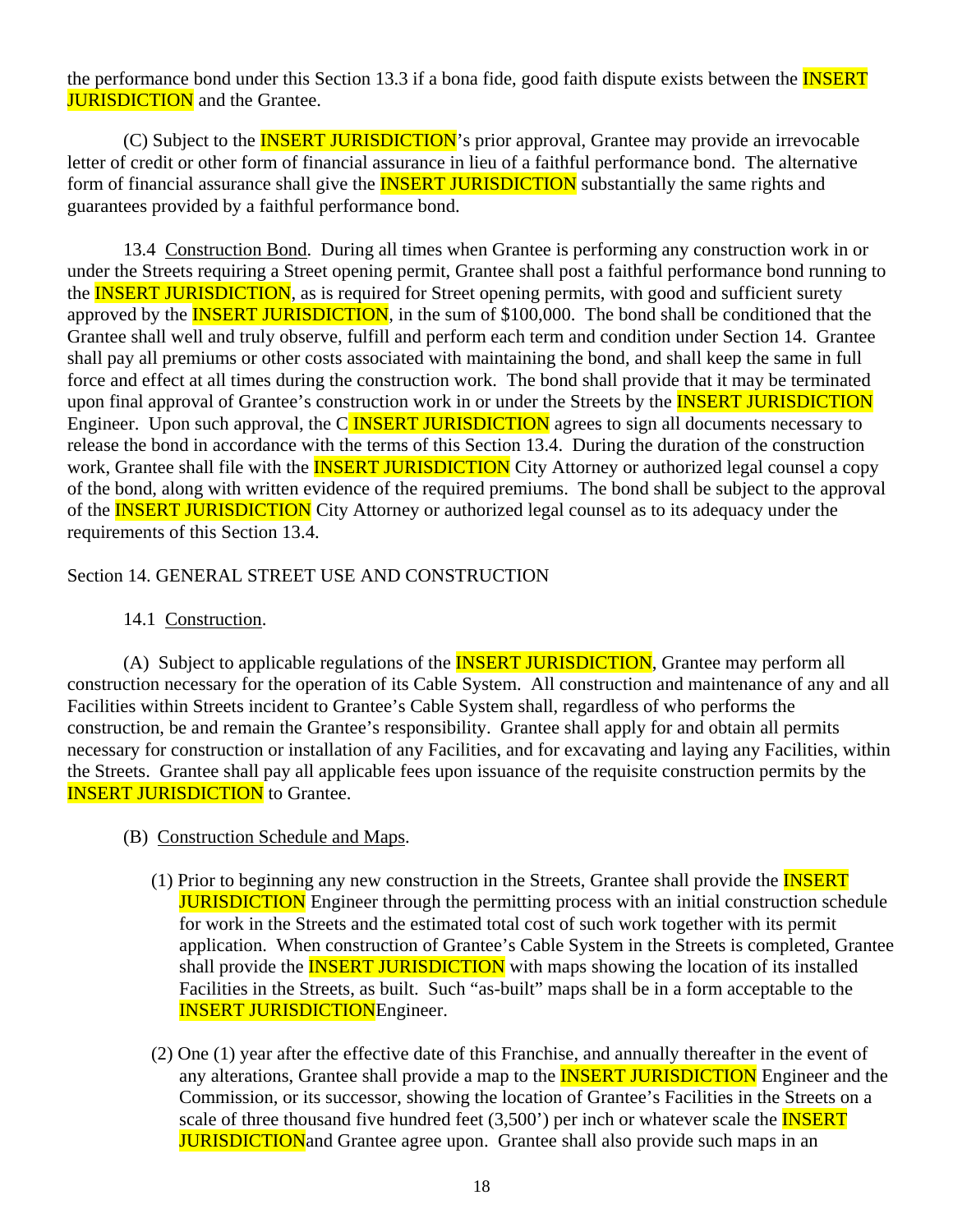the performance bond under this Section 13.3 if a bona fide, good faith dispute exists between the INSERT JURISDICTION and the Grantee.

(C) Subject to the INSERT JURISDICTION's prior approval, Grantee may provide an irrevocable letter of credit or other form of financial assurance in lieu of a faithful performance bond. The alternative form of financial assurance shall give the INSERT JURISDICTION substantially the same rights and guarantees provided by a faithful performance bond.

13.4 Construction Bond. During all times when Grantee is performing any construction work in or under the Streets requiring a Street opening permit, Grantee shall post a faithful performance bond running to the INSERT JURISDICTION, as is required for Street opening permits, with good and sufficient surety approved by the INSERT JURISDICTION, in the sum of $100,000. The bond shall be conditioned that the Grantee shall well and truly observe, fulfill and perform each term and condition under Section 14. Grantee shall pay all premiums or other costs associated with maintaining the bond, and shall keep the same in full force and effect at all times during the construction work. The bond shall provide that it may be terminated upon final approval of Grantee's construction work in or under the Streets by the INSERT JURISDICTION Engineer. Upon such approval, the C INSERT JURISDICTION agrees to sign all documents necessary to release the bond in accordance with the terms of this Section 13.4. During the duration of the construction work, Grantee shall file with the INSERT JURISDICTION City Attorney or authorized legal counsel a copy of the bond, along with written evidence of the required premiums. The bond shall be subject to the approval of the INSERT JURISDICTION City Attorney or authorized legal counsel as to its adequacy under the requirements of this Section 13.4.

Section 14. GENERAL STREET USE AND CONSTRUCTION

14.1 Construction.

(A) Subject to applicable regulations of the INSERT JURISDICTION, Grantee may perform all construction necessary for the operation of its Cable System. All construction and maintenance of any and all Facilities within Streets incident to Grantee's Cable System shall, regardless of who performs the construction, be and remain the Grantee's responsibility. Grantee shall apply for and obtain all permits necessary for construction or installation of any Facilities, and for excavating and laying any Facilities, within the Streets. Grantee shall pay all applicable fees upon issuance of the requisite construction permits by the INSERT JURISDICTION to Grantee.

(B) Construction Schedule and Maps.

(1) Prior to beginning any new construction in the Streets, Grantee shall provide the INSERT JURISDICTION Engineer through the permitting process with an initial construction schedule for work in the Streets and the estimated total cost of such work together with its permit application. When construction of Grantee's Cable System in the Streets is completed, Grantee shall provide the INSERT JURISDICTION with maps showing the location of its installed Facilities in the Streets, as built. Such "as-built" maps shall be in a form acceptable to the INSERT JURISDICTIONEngineer.

(2) One (1) year after the effective date of this Franchise, and annually thereafter in the event of any alterations, Grantee shall provide a map to the INSERT JURISDICTION Engineer and the Commission, or its successor, showing the location of Grantee's Facilities in the Streets on a scale of three thousand five hundred feet (3,500') per inch or whatever scale the INSERT JURISDICTIONand Grantee agree upon. Grantee shall also provide such maps in an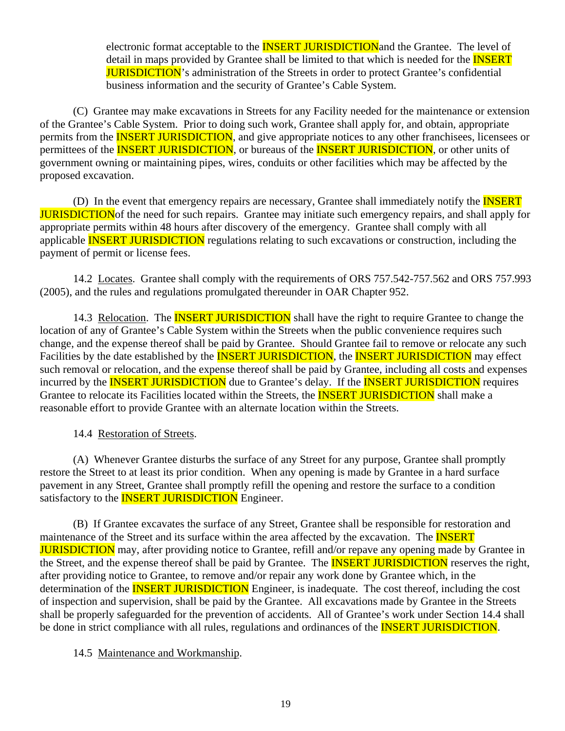electronic format acceptable to the INSERT JURISDICTIONand the Grantee. The level of detail in maps provided by Grantee shall be limited to that which is needed for the INSERT JURISDICTION's administration of the Streets in order to protect Grantee's confidential business information and the security of Grantee's Cable System.

(C) Grantee may make excavations in Streets for any Facility needed for the maintenance or extension of the Grantee's Cable System. Prior to doing such work, Grantee shall apply for, and obtain, appropriate permits from the INSERT JURISDICTION, and give appropriate notices to any other franchisees, licensees or permittees of the INSERT JURISDICTION, or bureaus of the INSERT JURISDICTION, or other units of government owning or maintaining pipes, wires, conduits or other facilities which may be affected by the proposed excavation.

(D) In the event that emergency repairs are necessary, Grantee shall immediately notify the INSERT JURISDICTIONof the need for such repairs. Grantee may initiate such emergency repairs, and shall apply for appropriate permits within 48 hours after discovery of the emergency. Grantee shall comply with all applicable INSERT JURISDICTION regulations relating to such excavations or construction, including the payment of permit or license fees.

14.2 Locates. Grantee shall comply with the requirements of ORS 757.542-757.562 and ORS 757.993 (2005), and the rules and regulations promulgated thereunder in OAR Chapter 952.

14.3 Relocation. The INSERT JURISDICTION shall have the right to require Grantee to change the location of any of Grantee's Cable System within the Streets when the public convenience requires such change, and the expense thereof shall be paid by Grantee. Should Grantee fail to remove or relocate any such Facilities by the date established by the INSERT JURISDICTION, the INSERT JURISDICTION may effect such removal or relocation, and the expense thereof shall be paid by Grantee, including all costs and expenses incurred by the INSERT JURISDICTION due to Grantee's delay. If the INSERT JURISDICTION requires Grantee to relocate its Facilities located within the Streets, the INSERT JURISDICTION shall make a reasonable effort to provide Grantee with an alternate location within the Streets.

14.4 Restoration of Streets.

(A) Whenever Grantee disturbs the surface of any Street for any purpose, Grantee shall promptly restore the Street to at least its prior condition. When any opening is made by Grantee in a hard surface pavement in any Street, Grantee shall promptly refill the opening and restore the surface to a condition satisfactory to the INSERT JURISDICTION Engineer.

(B) If Grantee excavates the surface of any Street, Grantee shall be responsible for restoration and maintenance of the Street and its surface within the area affected by the excavation. The INSERT JURISDICTION may, after providing notice to Grantee, refill and/or repave any opening made by Grantee in the Street, and the expense thereof shall be paid by Grantee. The INSERT JURISDICTION reserves the right, after providing notice to Grantee, to remove and/or repair any work done by Grantee which, in the determination of the INSERT JURISDICTION Engineer, is inadequate. The cost thereof, including the cost of inspection and supervision, shall be paid by the Grantee. All excavations made by Grantee in the Streets shall be properly safeguarded for the prevention of accidents. All of Grantee's work under Section 14.4 shall be done in strict compliance with all rules, regulations and ordinances of the INSERT JURISDICTION.

14.5 Maintenance and Workmanship.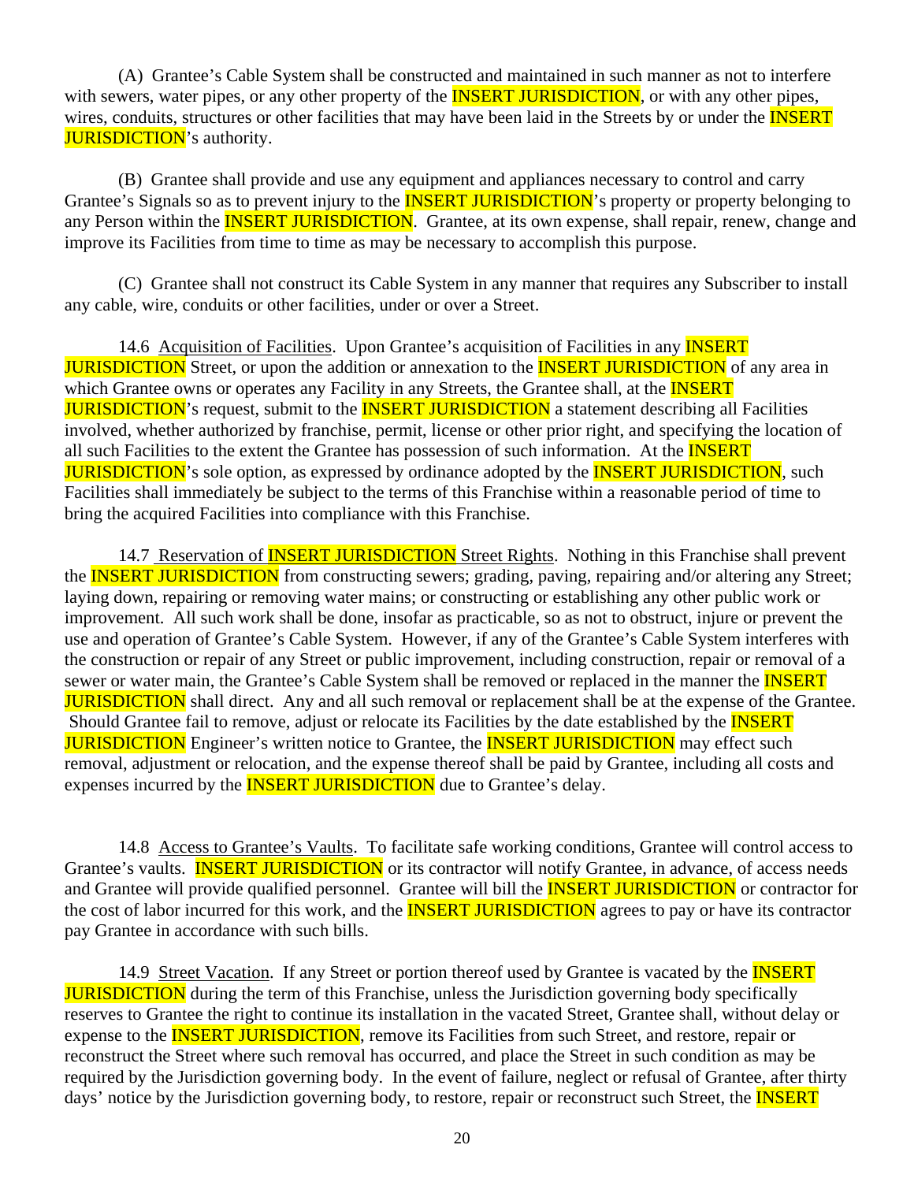(A) Grantee's Cable System shall be constructed and maintained in such manner as not to interfere with sewers, water pipes, or any other property of the INSERT JURISDICTION, or with any other pipes, wires, conduits, structures or other facilities that may have been laid in the Streets by or under the INSERT JURISDICTION's authority.

(B) Grantee shall provide and use any equipment and appliances necessary to control and carry Grantee's Signals so as to prevent injury to the INSERT JURISDICTION's property or property belonging to any Person within the INSERT JURISDICTION. Grantee, at its own expense, shall repair, renew, change and improve its Facilities from time to time as may be necessary to accomplish this purpose.

(C) Grantee shall not construct its Cable System in any manner that requires any Subscriber to install any cable, wire, conduits or other facilities, under or over a Street.

14.6 Acquisition of Facilities. Upon Grantee's acquisition of Facilities in any INSERT JURISDICTION Street, or upon the addition or annexation to the INSERT JURISDICTION of any area in which Grantee owns or operates any Facility in any Streets, the Grantee shall, at the INSERT JURISDICTION's request, submit to the INSERT JURISDICTION a statement describing all Facilities involved, whether authorized by franchise, permit, license or other prior right, and specifying the location of all such Facilities to the extent the Grantee has possession of such information. At the INSERT JURISDICTION's sole option, as expressed by ordinance adopted by the INSERT JURISDICTION, such Facilities shall immediately be subject to the terms of this Franchise within a reasonable period of time to bring the acquired Facilities into compliance with this Franchise.

14.7 Reservation of INSERT JURISDICTION Street Rights. Nothing in this Franchise shall prevent the INSERT JURISDICTION from constructing sewers; grading, paving, repairing and/or altering any Street; laying down, repairing or removing water mains; or constructing or establishing any other public work or improvement. All such work shall be done, insofar as practicable, so as not to obstruct, injure or prevent the use and operation of Grantee's Cable System. However, if any of the Grantee's Cable System interferes with the construction or repair of any Street or public improvement, including construction, repair or removal of a sewer or water main, the Grantee's Cable System shall be removed or replaced in the manner the INSERT JURISDICTION shall direct. Any and all such removal or replacement shall be at the expense of the Grantee. Should Grantee fail to remove, adjust or relocate its Facilities by the date established by the INSERT JURISDICTION Engineer's written notice to Grantee, the INSERT JURISDICTION may effect such removal, adjustment or relocation, and the expense thereof shall be paid by Grantee, including all costs and expenses incurred by the INSERT JURISDICTION due to Grantee's delay.

14.8 Access to Grantee's Vaults. To facilitate safe working conditions, Grantee will control access to Grantee's vaults. INSERT JURISDICTION or its contractor will notify Grantee, in advance, of access needs and Grantee will provide qualified personnel. Grantee will bill the INSERT JURISDICTION or contractor for the cost of labor incurred for this work, and the INSERT JURISDICTION agrees to pay or have its contractor pay Grantee in accordance with such bills.

14.9 Street Vacation. If any Street or portion thereof used by Grantee is vacated by the INSERT JURISDICTION during the term of this Franchise, unless the Jurisdiction governing body specifically reserves to Grantee the right to continue its installation in the vacated Street, Grantee shall, without delay or expense to the INSERT JURISDICTION, remove its Facilities from such Street, and restore, repair or reconstruct the Street where such removal has occurred, and place the Street in such condition as may be required by the Jurisdiction governing body. In the event of failure, neglect or refusal of Grantee, after thirty days' notice by the Jurisdiction governing body, to restore, repair or reconstruct such Street, the INSERT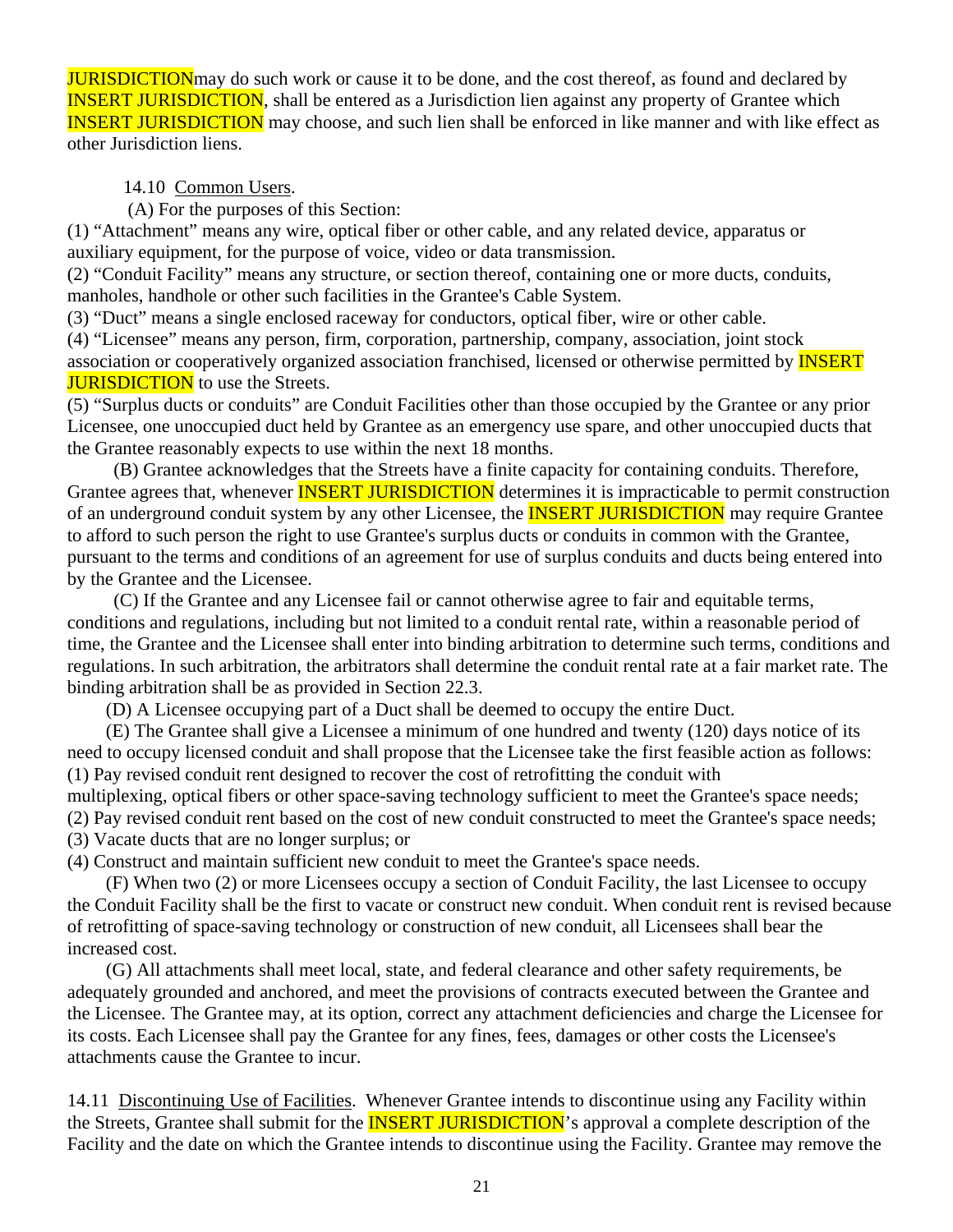JURISDICTIONmay do such work or cause it to be done, and the cost thereof, as found and declared by INSERT JURISDICTION, shall be entered as a Jurisdiction lien against any property of Grantee which INSERT JURISDICTION may choose, and such lien shall be enforced in like manner and with like effect as other Jurisdiction liens.

14.10 Common Users.

(A) For the purposes of this Section:

(1) "Attachment" means any wire, optical fiber or other cable, and any related device, apparatus or auxiliary equipment, for the purpose of voice, video or data transmission.

(2) "Conduit Facility" means any structure, or section thereof, containing one or more ducts, conduits, manholes, handhole or other such facilities in the Grantee's Cable System.

(3) "Duct" means a single enclosed raceway for conductors, optical fiber, wire or other cable.

(4) "Licensee" means any person, firm, corporation, partnership, company, association, joint stock association or cooperatively organized association franchised, licensed or otherwise permitted by INSERT JURISDICTION to use the Streets.

(5) "Surplus ducts or conduits" are Conduit Facilities other than those occupied by the Grantee or any prior Licensee, one unoccupied duct held by Grantee as an emergency use spare, and other unoccupied ducts that the Grantee reasonably expects to use within the next 18 months.

(B) Grantee acknowledges that the Streets have a finite capacity for containing conduits. Therefore, Grantee agrees that, whenever INSERT JURISDICTION determines it is impracticable to permit construction of an underground conduit system by any other Licensee, the INSERT JURISDICTION may require Grantee to afford to such person the right to use Grantee's surplus ducts or conduits in common with the Grantee, pursuant to the terms and conditions of an agreement for use of surplus conduits and ducts being entered into by the Grantee and the Licensee.

(C) If the Grantee and any Licensee fail or cannot otherwise agree to fair and equitable terms, conditions and regulations, including but not limited to a conduit rental rate, within a reasonable period of time, the Grantee and the Licensee shall enter into binding arbitration to determine such terms, conditions and regulations. In such arbitration, the arbitrators shall determine the conduit rental rate at a fair market rate. The binding arbitration shall be as provided in Section 22.3.

(D) A Licensee occupying part of a Duct shall be deemed to occupy the entire Duct.

(E) The Grantee shall give a Licensee a minimum of one hundred and twenty (120) days notice of its need to occupy licensed conduit and shall propose that the Licensee take the first feasible action as follows:

(1) Pay revised conduit rent designed to recover the cost of retrofitting the conduit with multiplexing, optical fibers or other space-saving technology sufficient to meet the Grantee's space needs;

(2) Pay revised conduit rent based on the cost of new conduit constructed to meet the Grantee's space needs;

(3) Vacate ducts that are no longer surplus; or

(4) Construct and maintain sufficient new conduit to meet the Grantee's space needs.

(F) When two (2) or more Licensees occupy a section of Conduit Facility, the last Licensee to occupy the Conduit Facility shall be the first to vacate or construct new conduit. When conduit rent is revised because of retrofitting of space-saving technology or construction of new conduit, all Licensees shall bear the increased cost.

(G) All attachments shall meet local, state, and federal clearance and other safety requirements, be adequately grounded and anchored, and meet the provisions of contracts executed between the Grantee and the Licensee. The Grantee may, at its option, correct any attachment deficiencies and charge the Licensee for its costs. Each Licensee shall pay the Grantee for any fines, fees, damages or other costs the Licensee's attachments cause the Grantee to incur.

14.11 Discontinuing Use of Facilities. Whenever Grantee intends to discontinue using any Facility within the Streets, Grantee shall submit for the INSERT JURISDICTION's approval a complete description of the Facility and the date on which the Grantee intends to discontinue using the Facility. Grantee may remove the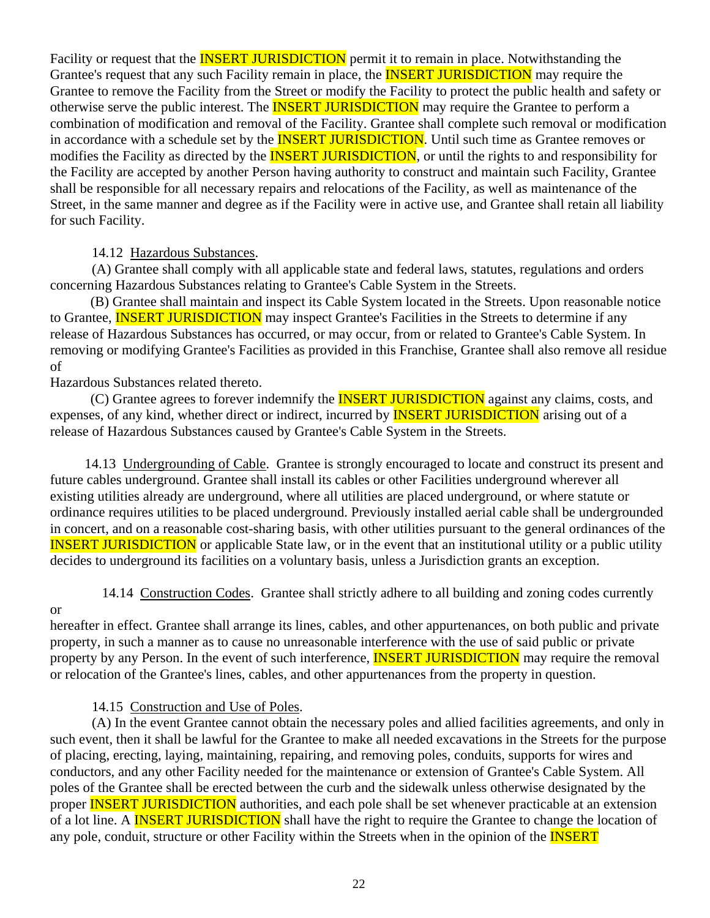Facility or request that the INSERT JURISDICTION permit it to remain in place. Notwithstanding the Grantee's request that any such Facility remain in place, the INSERT JURISDICTION may require the Grantee to remove the Facility from the Street or modify the Facility to protect the public health and safety or otherwise serve the public interest. The INSERT JURISDICTION may require the Grantee to perform a combination of modification and removal of the Facility. Grantee shall complete such removal or modification in accordance with a schedule set by the INSERT JURISDICTION. Until such time as Grantee removes or modifies the Facility as directed by the INSERT JURISDICTION, or until the rights to and responsibility for the Facility are accepted by another Person having authority to construct and maintain such Facility, Grantee shall be responsible for all necessary repairs and relocations of the Facility, as well as maintenance of the Street, in the same manner and degree as if the Facility were in active use, and Grantee shall retain all liability for such Facility.

14.12 Hazardous Substances.

(A) Grantee shall comply with all applicable state and federal laws, statutes, regulations and orders concerning Hazardous Substances relating to Grantee's Cable System in the Streets.

(B) Grantee shall maintain and inspect its Cable System located in the Streets. Upon reasonable notice to Grantee, INSERT JURISDICTION may inspect Grantee's Facilities in the Streets to determine if any release of Hazardous Substances has occurred, or may occur, from or related to Grantee's Cable System. In removing or modifying Grantee's Facilities as provided in this Franchise, Grantee shall also remove all residue of Hazardous Substances related thereto.

(C) Grantee agrees to forever indemnify the INSERT JURISDICTION against any claims, costs, and expenses, of any kind, whether direct or indirect, incurred by INSERT JURISDICTION arising out of a release of Hazardous Substances caused by Grantee's Cable System in the Streets.

14.13 Undergrounding of Cable. Grantee is strongly encouraged to locate and construct its present and future cables underground. Grantee shall install its cables or other Facilities underground wherever all existing utilities already are underground, where all utilities are placed underground, or where statute or ordinance requires utilities to be placed underground. Previously installed aerial cable shall be undergrounded in concert, and on a reasonable cost-sharing basis, with other utilities pursuant to the general ordinances of the INSERT JURISDICTION or applicable State law, or in the event that an institutional utility or a public utility decides to underground its facilities on a voluntary basis, unless a Jurisdiction grants an exception.

14.14 Construction Codes. Grantee shall strictly adhere to all building and zoning codes currently or hereafter in effect. Grantee shall arrange its lines, cables, and other appurtenances, on both public and private property, in such a manner as to cause no unreasonable interference with the use of said public or private property by any Person. In the event of such interference, INSERT JURISDICTION may require the removal or relocation of the Grantee's lines, cables, and other appurtenances from the property in question.

14.15 Construction and Use of Poles.

(A) In the event Grantee cannot obtain the necessary poles and allied facilities agreements, and only in such event, then it shall be lawful for the Grantee to make all needed excavations in the Streets for the purpose of placing, erecting, laying, maintaining, repairing, and removing poles, conduits, supports for wires and conductors, and any other Facility needed for the maintenance or extension of Grantee's Cable System. All poles of the Grantee shall be erected between the curb and the sidewalk unless otherwise designated by the proper INSERT JURISDICTION authorities, and each pole shall be set whenever practicable at an extension of a lot line. A INSERT JURISDICTION shall have the right to require the Grantee to change the location of any pole, conduit, structure or other Facility within the Streets when in the opinion of the INSERT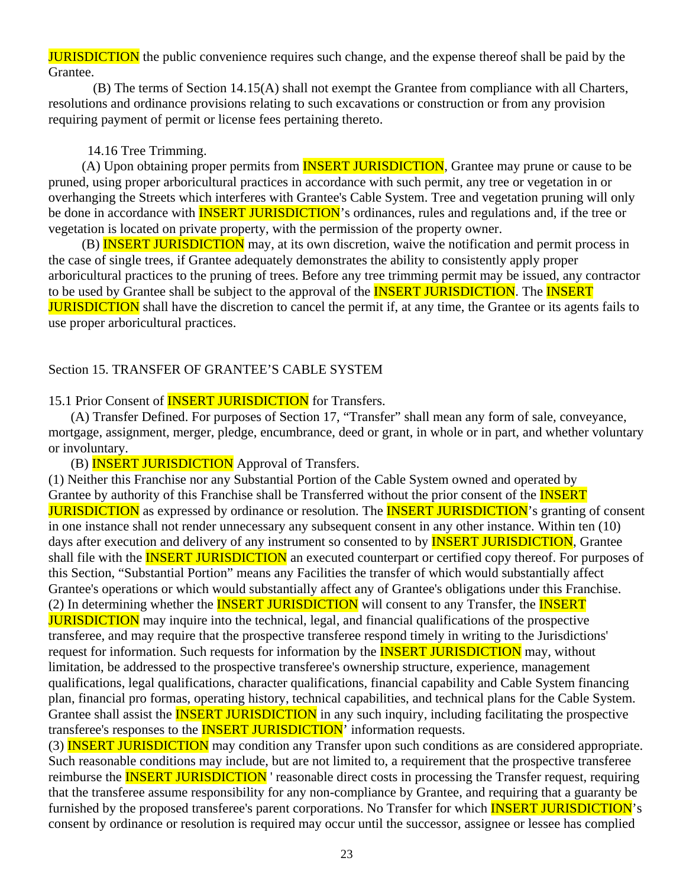JURISDICTION the public convenience requires such change, and the expense thereof shall be paid by the Grantee.

(B) The terms of Section 14.15(A) shall not exempt the Grantee from compliance with all Charters, resolutions and ordinance provisions relating to such excavations or construction or from any provision requiring payment of permit or license fees pertaining thereto.

14.16 Tree Trimming.

(A) Upon obtaining proper permits from INSERT JURISDICTION, Grantee may prune or cause to be pruned, using proper arboricultural practices in accordance with such permit, any tree or vegetation in or overhanging the Streets which interferes with Grantee's Cable System. Tree and vegetation pruning will only be done in accordance with INSERT JURISDICTION's ordinances, rules and regulations and, if the tree or vegetation is located on private property, with the permission of the property owner.

(B) INSERT JURISDICTION may, at its own discretion, waive the notification and permit process in the case of single trees, if Grantee adequately demonstrates the ability to consistently apply proper arboricultural practices to the pruning of trees. Before any tree trimming permit may be issued, any contractor to be used by Grantee shall be subject to the approval of the INSERT JURISDICTION. The INSERT JURISDICTION shall have the discretion to cancel the permit if, at any time, the Grantee or its agents fails to use proper arboricultural practices.

## Section 15. TRANSFER OF GRANTEE'S CABLE SYSTEM

15.1 Prior Consent of INSERT JURISDICTION for Transfers.

(A) Transfer Defined. For purposes of Section 17, "Transfer" shall mean any form of sale, conveyance, mortgage, assignment, merger, pledge, encumbrance, deed or grant, in whole or in part, and whether voluntary or involuntary.

(B) INSERT JURISDICTION Approval of Transfers.

(1) Neither this Franchise nor any Substantial Portion of the Cable System owned and operated by Grantee by authority of this Franchise shall be Transferred without the prior consent of the INSERT JURISDICTION as expressed by ordinance or resolution. The INSERT JURISDICTION's granting of consent in one instance shall not render unnecessary any subsequent consent in any other instance. Within ten (10) days after execution and delivery of any instrument so consented to by INSERT JURISDICTION, Grantee shall file with the INSERT JURISDICTION an executed counterpart or certified copy thereof. For purposes of this Section, "Substantial Portion" means any Facilities the transfer of which would substantially affect Grantee's operations or which would substantially affect any of Grantee's obligations under this Franchise.

(2) In determining whether the INSERT JURISDICTION will consent to any Transfer, the INSERT JURISDICTION may inquire into the technical, legal, and financial qualifications of the prospective transferee, and may require that the prospective transferee respond timely in writing to the Jurisdictions' request for information. Such requests for information by the INSERT JURISDICTION may, without limitation, be addressed to the prospective transferee's ownership structure, experience, management qualifications, legal qualifications, character qualifications, financial capability and Cable System financing plan, financial pro formas, operating history, technical capabilities, and technical plans for the Cable System. Grantee shall assist the INSERT JURISDICTION in any such inquiry, including facilitating the prospective transferee's responses to the INSERT JURISDICTION' information requests.

(3) INSERT JURISDICTION may condition any Transfer upon such conditions as are considered appropriate. Such reasonable conditions may include, but are not limited to, a requirement that the prospective transferee reimburse the INSERT JURISDICTION ' reasonable direct costs in processing the Transfer request, requiring that the transferee assume responsibility for any non-compliance by Grantee, and requiring that a guaranty be furnished by the proposed transferee's parent corporations. No Transfer for which INSERT JURISDICTION's consent by ordinance or resolution is required may occur until the successor, assignee or lessee has complied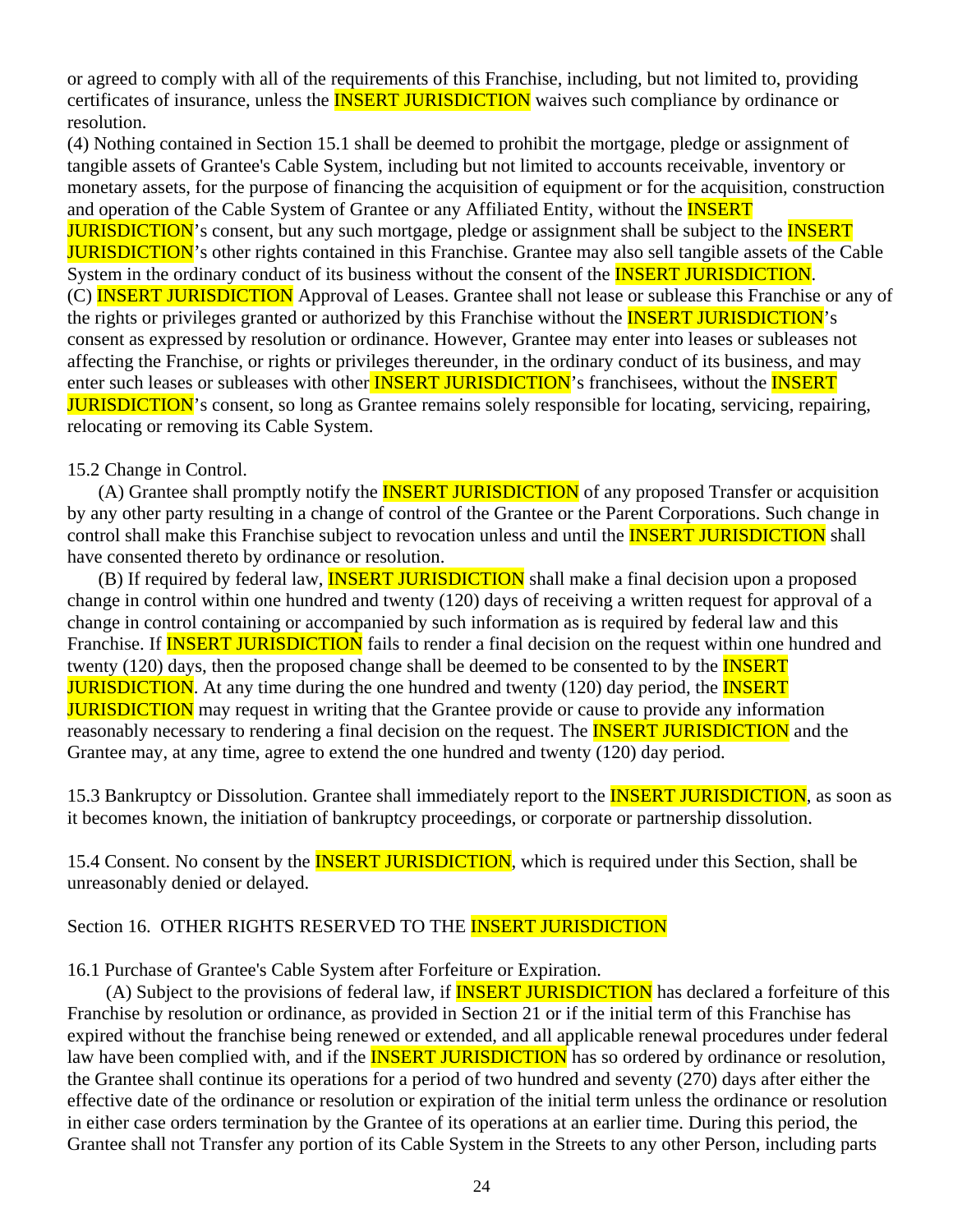or agreed to comply with all of the requirements of this Franchise, including, but not limited to, providing certificates of insurance, unless the INSERT JURISDICTION waives such compliance by ordinance or resolution.

(4) Nothing contained in Section 15.1 shall be deemed to prohibit the mortgage, pledge or assignment of tangible assets of Grantee's Cable System, including but not limited to accounts receivable, inventory or monetary assets, for the purpose of financing the acquisition of equipment or for the acquisition, construction and operation of the Cable System of Grantee or any Affiliated Entity, without the INSERT JURISDICTION's consent, but any such mortgage, pledge or assignment shall be subject to the INSERT JURISDICTION's other rights contained in this Franchise. Grantee may also sell tangible assets of the Cable System in the ordinary conduct of its business without the consent of the INSERT JURISDICTION.

(C) INSERT JURISDICTION Approval of Leases. Grantee shall not lease or sublease this Franchise or any of the rights or privileges granted or authorized by this Franchise without the INSERT JURISDICTION's consent as expressed by resolution or ordinance. However, Grantee may enter into leases or subleases not affecting the Franchise, or rights or privileges thereunder, in the ordinary conduct of its business, and may enter such leases or subleases with other INSERT JURISDICTION's franchisees, without the INSERT JURISDICTION's consent, so long as Grantee remains solely responsible for locating, servicing, repairing, relocating or removing its Cable System.

15.2 Change in Control.

(A) Grantee shall promptly notify the INSERT JURISDICTION of any proposed Transfer or acquisition by any other party resulting in a change of control of the Grantee or the Parent Corporations. Such change in control shall make this Franchise subject to revocation unless and until the INSERT JURISDICTION shall have consented thereto by ordinance or resolution.

(B) If required by federal law, INSERT JURISDICTION shall make a final decision upon a proposed change in control within one hundred and twenty (120) days of receiving a written request for approval of a change in control containing or accompanied by such information as is required by federal law and this Franchise. If INSERT JURISDICTION fails to render a final decision on the request within one hundred and twenty (120) days, then the proposed change shall be deemed to be consented to by the INSERT JURISDICTION. At any time during the one hundred and twenty (120) day period, the INSERT JURISDICTION may request in writing that the Grantee provide or cause to provide any information reasonably necessary to rendering a final decision on the request. The INSERT JURISDICTION and the Grantee may, at any time, agree to extend the one hundred and twenty (120) day period.

15.3 Bankruptcy or Dissolution. Grantee shall immediately report to the INSERT JURISDICTION, as soon as it becomes known, the initiation of bankruptcy proceedings, or corporate or partnership dissolution.

15.4 Consent. No consent by the INSERT JURISDICTION, which is required under this Section, shall be unreasonably denied or delayed.

## Section 16. OTHER RIGHTS RESERVED TO THE INSERT JURISDICTION

16.1 Purchase of Grantee's Cable System after Forfeiture or Expiration.

(A) Subject to the provisions of federal law, if INSERT JURISDICTION has declared a forfeiture of this Franchise by resolution or ordinance, as provided in Section 21 or if the initial term of this Franchise has expired without the franchise being renewed or extended, and all applicable renewal procedures under federal law have been complied with, and if the INSERT JURISDICTION has so ordered by ordinance or resolution, the Grantee shall continue its operations for a period of two hundred and seventy (270) days after either the effective date of the ordinance or resolution or expiration of the initial term unless the ordinance or resolution in either case orders termination by the Grantee of its operations at an earlier time. During this period, the Grantee shall not Transfer any portion of its Cable System in the Streets to any other Person, including parts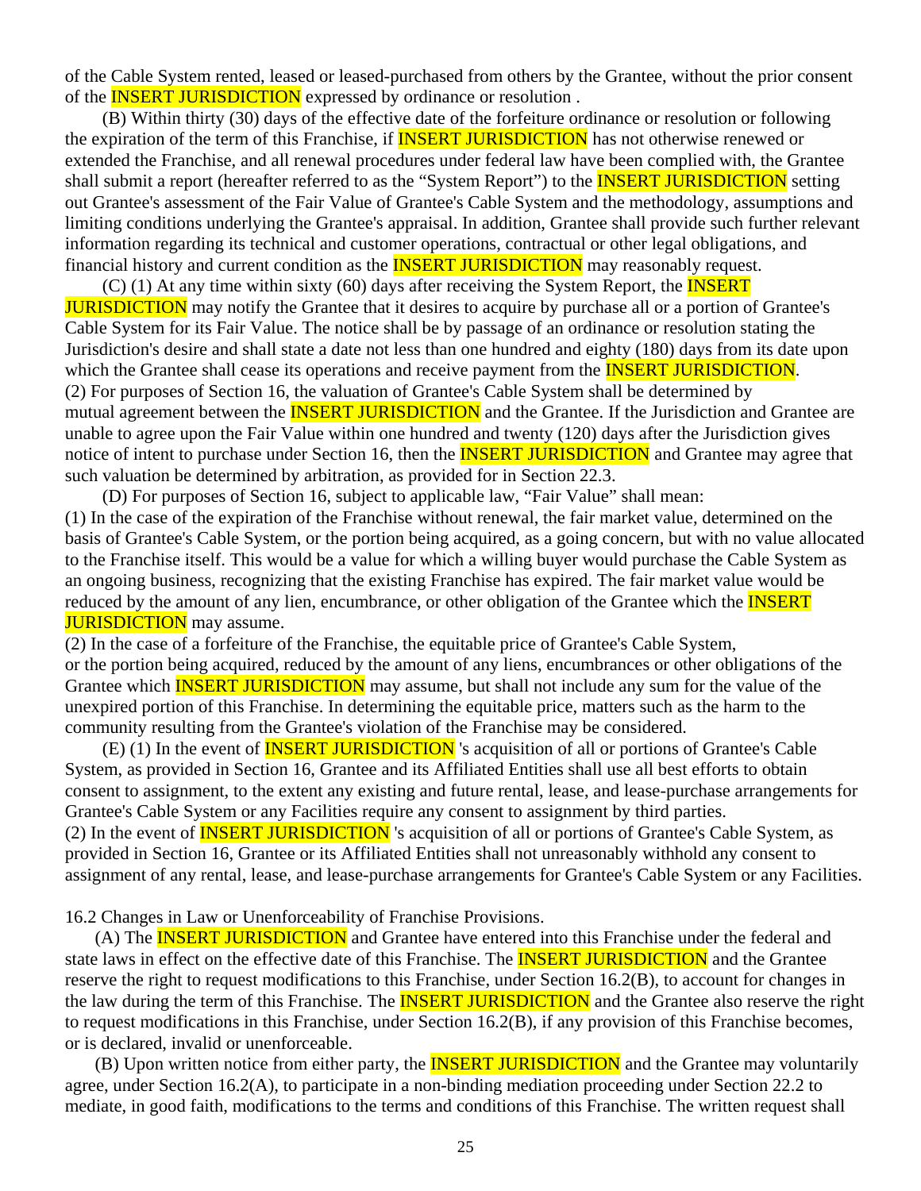of the Cable System rented, leased or leased-purchased from others by the Grantee, without the prior consent of the INSERT JURISDICTION expressed by ordinance or resolution .

(B) Within thirty (30) days of the effective date of the forfeiture ordinance or resolution or following the expiration of the term of this Franchise, if INSERT JURISDICTION has not otherwise renewed or extended the Franchise, and all renewal procedures under federal law have been complied with, the Grantee shall submit a report (hereafter referred to as the "System Report") to the INSERT JURISDICTION setting out Grantee's assessment of the Fair Value of Grantee's Cable System and the methodology, assumptions and limiting conditions underlying the Grantee's appraisal. In addition, Grantee shall provide such further relevant information regarding its technical and customer operations, contractual or other legal obligations, and financial history and current condition as the INSERT JURISDICTION may reasonably request.

(C) (1) At any time within sixty (60) days after receiving the System Report, the INSERT JURISDICTION may notify the Grantee that it desires to acquire by purchase all or a portion of Grantee's Cable System for its Fair Value. The notice shall be by passage of an ordinance or resolution stating the Jurisdiction's desire and shall state a date not less than one hundred and eighty (180) days from its date upon which the Grantee shall cease its operations and receive payment from the INSERT JURISDICTION.
(2) For purposes of Section 16, the valuation of Grantee's Cable System shall be determined by mutual agreement between the INSERT JURISDICTION and the Grantee. If the Jurisdiction and Grantee are unable to agree upon the Fair Value within one hundred and twenty (120) days after the Jurisdiction gives notice of intent to purchase under Section 16, then the INSERT JURISDICTION and Grantee may agree that such valuation be determined by arbitration, as provided for in Section 22.3.

(D) For purposes of Section 16, subject to applicable law, "Fair Value" shall mean:
(1) In the case of the expiration of the Franchise without renewal, the fair market value, determined on the basis of Grantee's Cable System, or the portion being acquired, as a going concern, but with no value allocated to the Franchise itself. This would be a value for which a willing buyer would purchase the Cable System as an ongoing business, recognizing that the existing Franchise has expired. The fair market value would be reduced by the amount of any lien, encumbrance, or other obligation of the Grantee which the INSERT JURISDICTION may assume.
(2) In the case of a forfeiture of the Franchise, the equitable price of Grantee's Cable System, or the portion being acquired, reduced by the amount of any liens, encumbrances or other obligations of the Grantee which INSERT JURISDICTION may assume, but shall not include any sum for the value of the unexpired portion of this Franchise. In determining the equitable price, matters such as the harm to the community resulting from the Grantee's violation of the Franchise may be considered.

(E) (1) In the event of INSERT JURISDICTION 's acquisition of all or portions of Grantee's Cable System, as provided in Section 16, Grantee and its Affiliated Entities shall use all best efforts to obtain consent to assignment, to the extent any existing and future rental, lease, and lease-purchase arrangements for Grantee's Cable System or any Facilities require any consent to assignment by third parties.
(2) In the event of INSERT JURISDICTION 's acquisition of all or portions of Grantee's Cable System, as provided in Section 16, Grantee or its Affiliated Entities shall not unreasonably withhold any consent to assignment of any rental, lease, and lease-purchase arrangements for Grantee's Cable System or any Facilities.

16.2 Changes in Law or Unenforceability of Franchise Provisions.

(A) The INSERT JURISDICTION and Grantee have entered into this Franchise under the federal and state laws in effect on the effective date of this Franchise. The INSERT JURISDICTION and the Grantee reserve the right to request modifications to this Franchise, under Section 16.2(B), to account for changes in the law during the term of this Franchise. The INSERT JURISDICTION and the Grantee also reserve the right to request modifications in this Franchise, under Section 16.2(B), if any provision of this Franchise becomes, or is declared, invalid or unenforceable.

(B) Upon written notice from either party, the INSERT JURISDICTION and the Grantee may voluntarily agree, under Section 16.2(A), to participate in a non-binding mediation proceeding under Section 22.2 to mediate, in good faith, modifications to the terms and conditions of this Franchise. The written request shall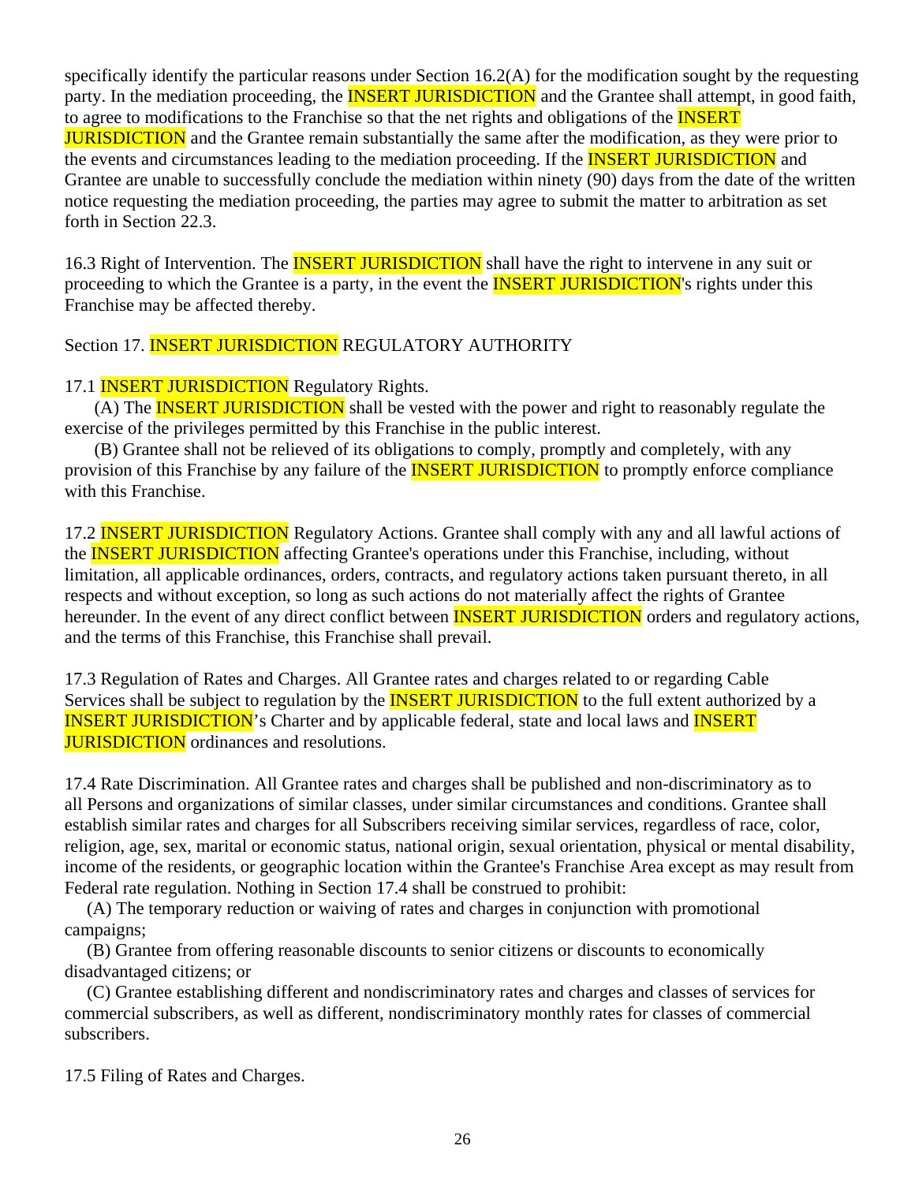specifically identify the particular reasons under Section 16.2(A) for the modification sought by the requesting party. In the mediation proceeding, the INSERT JURISDICTION and the Grantee shall attempt, in good faith, to agree to modifications to the Franchise so that the net rights and obligations of the INSERT JURISDICTION and the Grantee remain substantially the same after the modification, as they were prior to the events and circumstances leading to the mediation proceeding. If the INSERT JURISDICTION and Grantee are unable to successfully conclude the mediation within ninety (90) days from the date of the written notice requesting the mediation proceeding, the parties may agree to submit the matter to arbitration as set forth in Section 22.3.

16.3 Right of Intervention. The INSERT JURISDICTION shall have the right to intervene in any suit or proceeding to which the Grantee is a party, in the event the INSERT JURISDICTION's rights under this Franchise may be affected thereby.

Section 17. INSERT JURISDICTION REGULATORY AUTHORITY

17.1 INSERT JURISDICTION Regulatory Rights.

(A) The INSERT JURISDICTION shall be vested with the power and right to reasonably regulate the exercise of the privileges permitted by this Franchise in the public interest.

(B) Grantee shall not be relieved of its obligations to comply, promptly and completely, with any provision of this Franchise by any failure of the INSERT JURISDICTION to promptly enforce compliance with this Franchise.

17.2 INSERT JURISDICTION Regulatory Actions. Grantee shall comply with any and all lawful actions of the INSERT JURISDICTION affecting Grantee's operations under this Franchise, including, without limitation, all applicable ordinances, orders, contracts, and regulatory actions taken pursuant thereto, in all respects and without exception, so long as such actions do not materially affect the rights of Grantee hereunder. In the event of any direct conflict between INSERT JURISDICTION orders and regulatory actions, and the terms of this Franchise, this Franchise shall prevail.

17.3 Regulation of Rates and Charges. All Grantee rates and charges related to or regarding Cable Services shall be subject to regulation by the INSERT JURISDICTION to the full extent authorized by a INSERT JURISDICTION's Charter and by applicable federal, state and local laws and INSERT JURISDICTION ordinances and resolutions.

17.4 Rate Discrimination. All Grantee rates and charges shall be published and non-discriminatory as to all Persons and organizations of similar classes, under similar circumstances and conditions. Grantee shall establish similar rates and charges for all Subscribers receiving similar services, regardless of race, color, religion, age, sex, marital or economic status, national origin, sexual orientation, physical or mental disability, income of the residents, or geographic location within the Grantee's Franchise Area except as may result from Federal rate regulation. Nothing in Section 17.4 shall be construed to prohibit:

(A) The temporary reduction or waiving of rates and charges in conjunction with promotional campaigns;

(B) Grantee from offering reasonable discounts to senior citizens or discounts to economically disadvantaged citizens; or

(C) Grantee establishing different and nondiscriminatory rates and charges and classes of services for commercial subscribers, as well as different, nondiscriminatory monthly rates for classes of commercial subscribers.

17.5 Filing of Rates and Charges.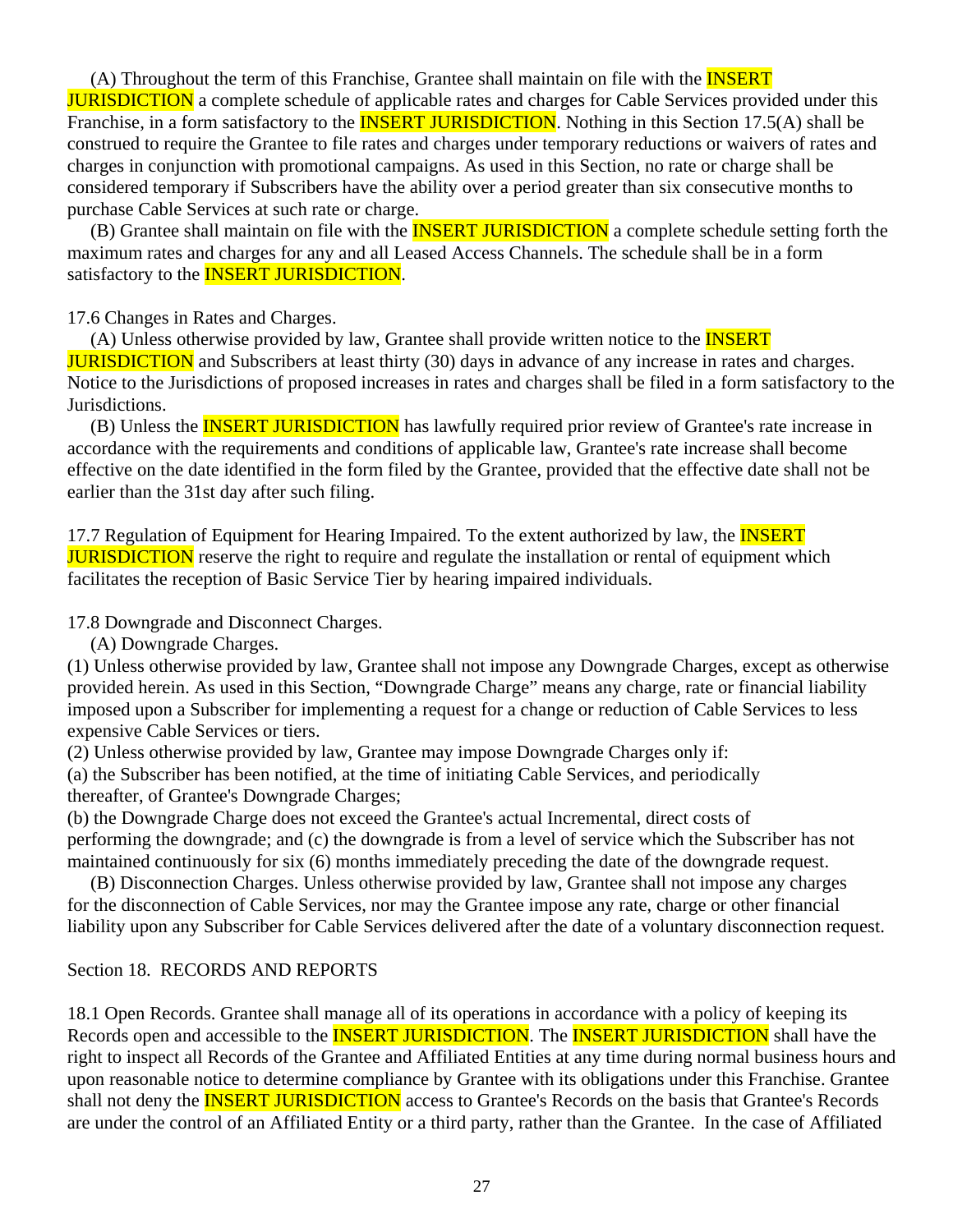(A) Throughout the term of this Franchise, Grantee shall maintain on file with the INSERT JURISDICTION a complete schedule of applicable rates and charges for Cable Services provided under this Franchise, in a form satisfactory to the INSERT JURISDICTION. Nothing in this Section 17.5(A) shall be construed to require the Grantee to file rates and charges under temporary reductions or waivers of rates and charges in conjunction with promotional campaigns. As used in this Section, no rate or charge shall be considered temporary if Subscribers have the ability over a period greater than six consecutive months to purchase Cable Services at such rate or charge.

(B) Grantee shall maintain on file with the INSERT JURISDICTION a complete schedule setting forth the maximum rates and charges for any and all Leased Access Channels. The schedule shall be in a form satisfactory to the INSERT JURISDICTION.

17.6 Changes in Rates and Charges.

(A) Unless otherwise provided by law, Grantee shall provide written notice to the INSERT JURISDICTION and Subscribers at least thirty (30) days in advance of any increase in rates and charges. Notice to the Jurisdictions of proposed increases in rates and charges shall be filed in a form satisfactory to the Jurisdictions.

(B) Unless the INSERT JURISDICTION has lawfully required prior review of Grantee's rate increase in accordance with the requirements and conditions of applicable law, Grantee's rate increase shall become effective on the date identified in the form filed by the Grantee, provided that the effective date shall not be earlier than the 31st day after such filing.

17.7 Regulation of Equipment for Hearing Impaired. To the extent authorized by law, the INSERT JURISDICTION reserve the right to require and regulate the installation or rental of equipment which facilitates the reception of Basic Service Tier by hearing impaired individuals.

17.8 Downgrade and Disconnect Charges.

(A) Downgrade Charges.

(1) Unless otherwise provided by law, Grantee shall not impose any Downgrade Charges, except as otherwise provided herein. As used in this Section, "Downgrade Charge" means any charge, rate or financial liability imposed upon a Subscriber for implementing a request for a change or reduction of Cable Services to less expensive Cable Services or tiers.

(2) Unless otherwise provided by law, Grantee may impose Downgrade Charges only if:

(a) the Subscriber has been notified, at the time of initiating Cable Services, and periodically thereafter, of Grantee's Downgrade Charges;

(b) the Downgrade Charge does not exceed the Grantee's actual Incremental, direct costs of performing the downgrade; and (c) the downgrade is from a level of service which the Subscriber has not maintained continuously for six (6) months immediately preceding the date of the downgrade request.

(B) Disconnection Charges. Unless otherwise provided by law, Grantee shall not impose any charges for the disconnection of Cable Services, nor may the Grantee impose any rate, charge or other financial liability upon any Subscriber for Cable Services delivered after the date of a voluntary disconnection request.

## Section 18. RECORDS AND REPORTS

18.1 Open Records. Grantee shall manage all of its operations in accordance with a policy of keeping its Records open and accessible to the INSERT JURISDICTION. The INSERT JURISDICTION shall have the right to inspect all Records of the Grantee and Affiliated Entities at any time during normal business hours and upon reasonable notice to determine compliance by Grantee with its obligations under this Franchise. Grantee shall not deny the INSERT JURISDICTION access to Grantee's Records on the basis that Grantee's Records are under the control of an Affiliated Entity or a third party, rather than the Grantee. In the case of Affiliated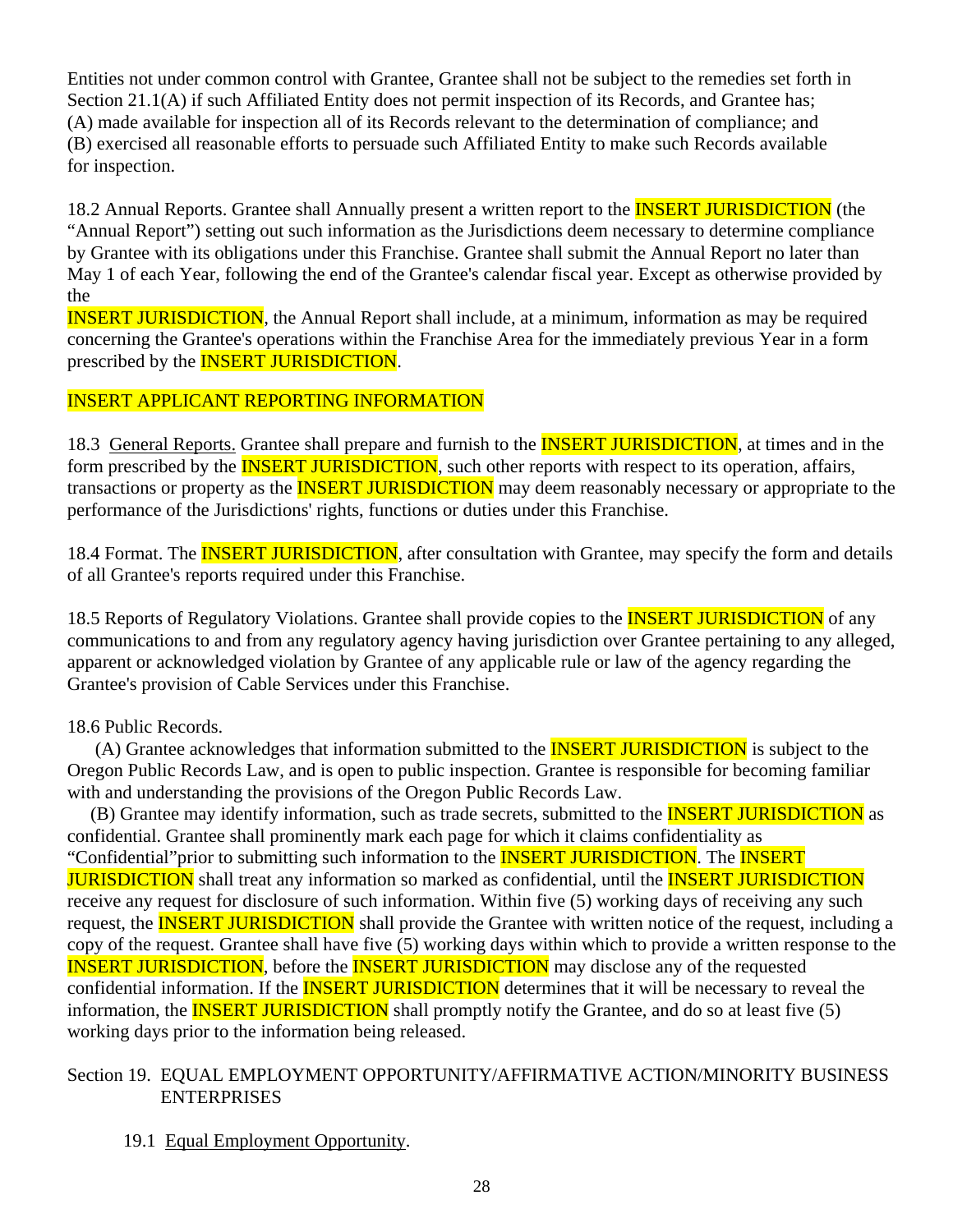Entities not under common control with Grantee, Grantee shall not be subject to the remedies set forth in Section 21.1(A) if such Affiliated Entity does not permit inspection of its Records, and Grantee has; (A) made available for inspection all of its Records relevant to the determination of compliance; and (B) exercised all reasonable efforts to persuade such Affiliated Entity to make such Records available for inspection.

18.2 Annual Reports. Grantee shall Annually present a written report to the INSERT JURISDICTION (the "Annual Report") setting out such information as the Jurisdictions deem necessary to determine compliance by Grantee with its obligations under this Franchise. Grantee shall submit the Annual Report no later than May 1 of each Year, following the end of the Grantee's calendar fiscal year. Except as otherwise provided by the INSERT JURISDICTION, the Annual Report shall include, at a minimum, information as may be required concerning the Grantee's operations within the Franchise Area for the immediately previous Year in a form prescribed by the INSERT JURISDICTION.

INSERT APPLICANT REPORTING INFORMATION

18.3 General Reports. Grantee shall prepare and furnish to the INSERT JURISDICTION, at times and in the form prescribed by the INSERT JURISDICTION, such other reports with respect to its operation, affairs, transactions or property as the INSERT JURISDICTION may deem reasonably necessary or appropriate to the performance of the Jurisdictions' rights, functions or duties under this Franchise.

18.4 Format. The INSERT JURISDICTION, after consultation with Grantee, may specify the form and details of all Grantee's reports required under this Franchise.

18.5 Reports of Regulatory Violations. Grantee shall provide copies to the INSERT JURISDICTION of any communications to and from any regulatory agency having jurisdiction over Grantee pertaining to any alleged, apparent or acknowledged violation by Grantee of any applicable rule or law of the agency regarding the Grantee's provision of Cable Services under this Franchise.

18.6 Public Records.

(A) Grantee acknowledges that information submitted to the INSERT JURISDICTION is subject to the Oregon Public Records Law, and is open to public inspection. Grantee is responsible for becoming familiar with and understanding the provisions of the Oregon Public Records Law.

(B) Grantee may identify information, such as trade secrets, submitted to the INSERT JURISDICTION as confidential. Grantee shall prominently mark each page for which it claims confidentiality as "Confidential"prior to submitting such information to the INSERT JURISDICTION. The INSERT JURISDICTION shall treat any information so marked as confidential, until the INSERT JURISDICTION receive any request for disclosure of such information. Within five (5) working days of receiving any such request, the INSERT JURISDICTION shall provide the Grantee with written notice of the request, including a copy of the request. Grantee shall have five (5) working days within which to provide a written response to the INSERT JURISDICTION, before the INSERT JURISDICTION may disclose any of the requested confidential information. If the INSERT JURISDICTION determines that it will be necessary to reveal the information, the INSERT JURISDICTION shall promptly notify the Grantee, and do so at least five (5) working days prior to the information being released.

## Section 19. EQUAL EMPLOYMENT OPPORTUNITY/AFFIRMATIVE ACTION/MINORITY BUSINESS ENTERPRISES

19.1 Equal Employment Opportunity.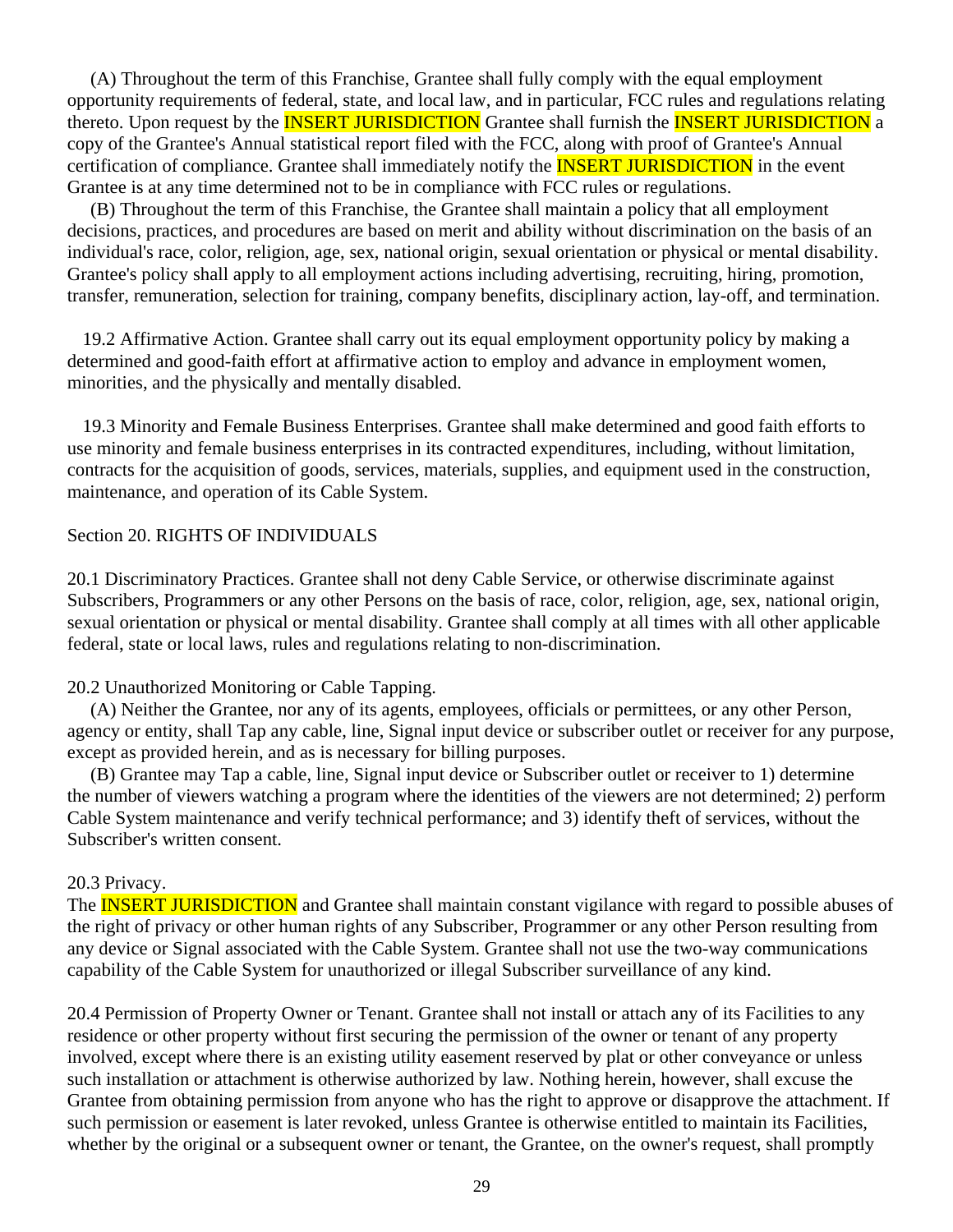(A) Throughout the term of this Franchise, Grantee shall fully comply with the equal employment opportunity requirements of federal, state, and local law, and in particular, FCC rules and regulations relating thereto. Upon request by the INSERT JURISDICTION Grantee shall furnish the INSERT JURISDICTION a copy of the Grantee's Annual statistical report filed with the FCC, along with proof of Grantee's Annual certification of compliance. Grantee shall immediately notify the INSERT JURISDICTION in the event Grantee is at any time determined not to be in compliance with FCC rules or regulations.

(B) Throughout the term of this Franchise, the Grantee shall maintain a policy that all employment decisions, practices, and procedures are based on merit and ability without discrimination on the basis of an individual's race, color, religion, age, sex, national origin, sexual orientation or physical or mental disability. Grantee's policy shall apply to all employment actions including advertising, recruiting, hiring, promotion, transfer, remuneration, selection for training, company benefits, disciplinary action, lay-off, and termination.

19.2 Affirmative Action. Grantee shall carry out its equal employment opportunity policy by making a determined and good-faith effort at affirmative action to employ and advance in employment women, minorities, and the physically and mentally disabled.

19.3 Minority and Female Business Enterprises. Grantee shall make determined and good faith efforts to use minority and female business enterprises in its contracted expenditures, including, without limitation, contracts for the acquisition of goods, services, materials, supplies, and equipment used in the construction, maintenance, and operation of its Cable System.

## Section 20. RIGHTS OF INDIVIDUALS

20.1 Discriminatory Practices. Grantee shall not deny Cable Service, or otherwise discriminate against Subscribers, Programmers or any other Persons on the basis of race, color, religion, age, sex, national origin, sexual orientation or physical or mental disability. Grantee shall comply at all times with all other applicable federal, state or local laws, rules and regulations relating to non-discrimination.

20.2 Unauthorized Monitoring or Cable Tapping.

(A) Neither the Grantee, nor any of its agents, employees, officials or permittees, or any other Person, agency or entity, shall Tap any cable, line, Signal input device or subscriber outlet or receiver for any purpose, except as provided herein, and as is necessary for billing purposes.

(B) Grantee may Tap a cable, line, Signal input device or Subscriber outlet or receiver to 1) determine the number of viewers watching a program where the identities of the viewers are not determined; 2) perform Cable System maintenance and verify technical performance; and 3) identify theft of services, without the Subscriber's written consent.

20.3 Privacy.

The INSERT JURISDICTION and Grantee shall maintain constant vigilance with regard to possible abuses of the right of privacy or other human rights of any Subscriber, Programmer or any other Person resulting from any device or Signal associated with the Cable System. Grantee shall not use the two-way communications capability of the Cable System for unauthorized or illegal Subscriber surveillance of any kind.

20.4 Permission of Property Owner or Tenant. Grantee shall not install or attach any of its Facilities to any residence or other property without first securing the permission of the owner or tenant of any property involved, except where there is an existing utility easement reserved by plat or other conveyance or unless such installation or attachment is otherwise authorized by law. Nothing herein, however, shall excuse the Grantee from obtaining permission from anyone who has the right to approve or disapprove the attachment. If such permission or easement is later revoked, unless Grantee is otherwise entitled to maintain its Facilities, whether by the original or a subsequent owner or tenant, the Grantee, on the owner's request, shall promptly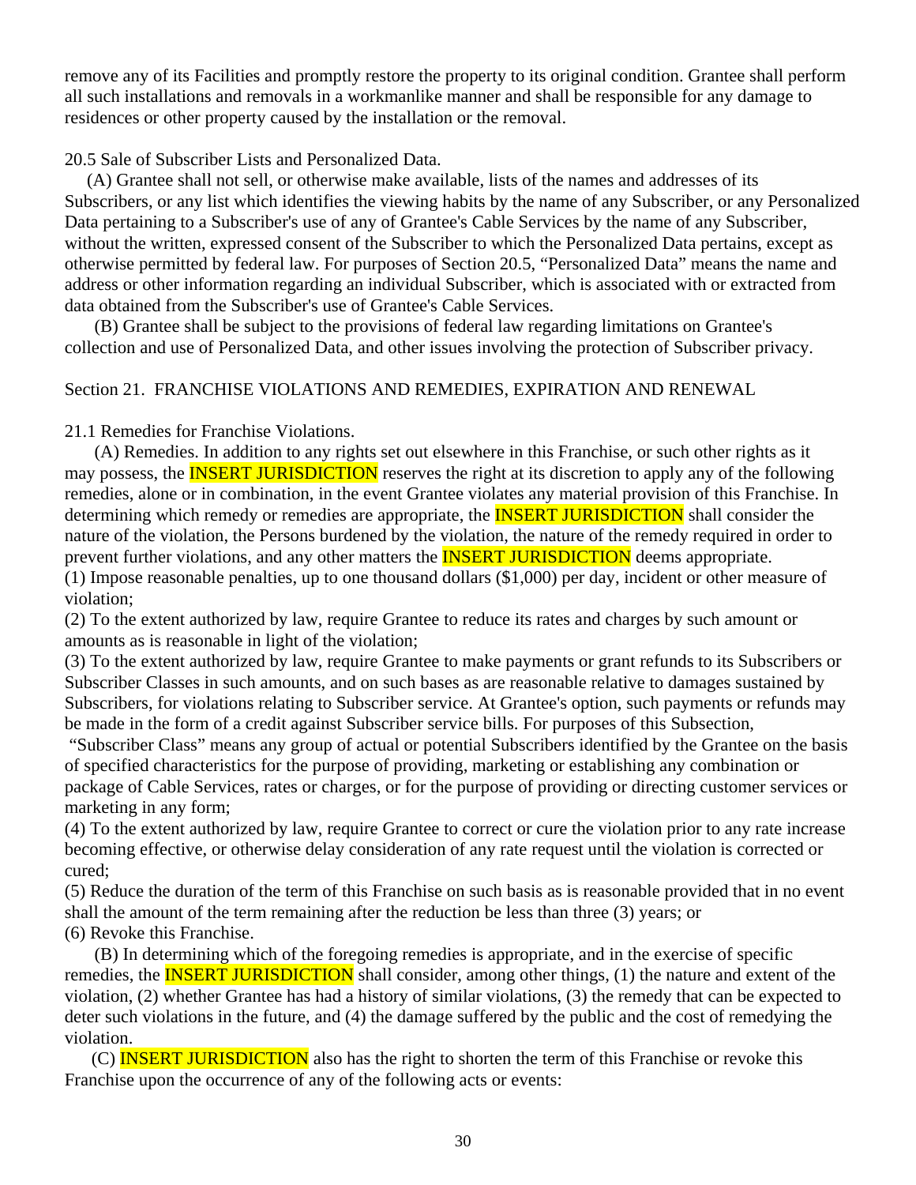remove any of its Facilities and promptly restore the property to its original condition. Grantee shall perform all such installations and removals in a workmanlike manner and shall be responsible for any damage to residences or other property caused by the installation or the removal.

20.5 Sale of Subscriber Lists and Personalized Data.

(A) Grantee shall not sell, or otherwise make available, lists of the names and addresses of its Subscribers, or any list which identifies the viewing habits by the name of any Subscriber, or any Personalized Data pertaining to a Subscriber's use of any of Grantee's Cable Services by the name of any Subscriber, without the written, expressed consent of the Subscriber to which the Personalized Data pertains, except as otherwise permitted by federal law. For purposes of Section 20.5, "Personalized Data" means the name and address or other information regarding an individual Subscriber, which is associated with or extracted from data obtained from the Subscriber's use of Grantee's Cable Services.

(B) Grantee shall be subject to the provisions of federal law regarding limitations on Grantee's collection and use of Personalized Data, and other issues involving the protection of Subscriber privacy.

Section 21. FRANCHISE VIOLATIONS AND REMEDIES, EXPIRATION AND RENEWAL

21.1 Remedies for Franchise Violations.

(A) Remedies. In addition to any rights set out elsewhere in this Franchise, or such other rights as it may possess, the INSERT JURISDICTION reserves the right at its discretion to apply any of the following remedies, alone or in combination, in the event Grantee violates any material provision of this Franchise. In determining which remedy or remedies are appropriate, the INSERT JURISDICTION shall consider the nature of the violation, the Persons burdened by the violation, the nature of the remedy required in order to prevent further violations, and any other matters the INSERT JURISDICTION deems appropriate.

(1) Impose reasonable penalties, up to one thousand dollars ($1,000) per day, incident or other measure of violation;

(2) To the extent authorized by law, require Grantee to reduce its rates and charges by such amount or amounts as is reasonable in light of the violation;

(3) To the extent authorized by law, require Grantee to make payments or grant refunds to its Subscribers or Subscriber Classes in such amounts, and on such bases as are reasonable relative to damages sustained by Subscribers, for violations relating to Subscriber service. At Grantee's option, such payments or refunds may be made in the form of a credit against Subscriber service bills. For purposes of this Subsection, "Subscriber Class" means any group of actual or potential Subscribers identified by the Grantee on the basis of specified characteristics for the purpose of providing, marketing or establishing any combination or package of Cable Services, rates or charges, or for the purpose of providing or directing customer services or marketing in any form;

(4) To the extent authorized by law, require Grantee to correct or cure the violation prior to any rate increase becoming effective, or otherwise delay consideration of any rate request until the violation is corrected or cured;

(5) Reduce the duration of the term of this Franchise on such basis as is reasonable provided that in no event shall the amount of the term remaining after the reduction be less than three (3) years; or

(6) Revoke this Franchise.

(B) In determining which of the foregoing remedies is appropriate, and in the exercise of specific remedies, the INSERT JURISDICTION shall consider, among other things, (1) the nature and extent of the violation, (2) whether Grantee has had a history of similar violations, (3) the remedy that can be expected to deter such violations in the future, and (4) the damage suffered by the public and the cost of remedying the violation.

(C) INSERT JURISDICTION also has the right to shorten the term of this Franchise or revoke this Franchise upon the occurrence of any of the following acts or events: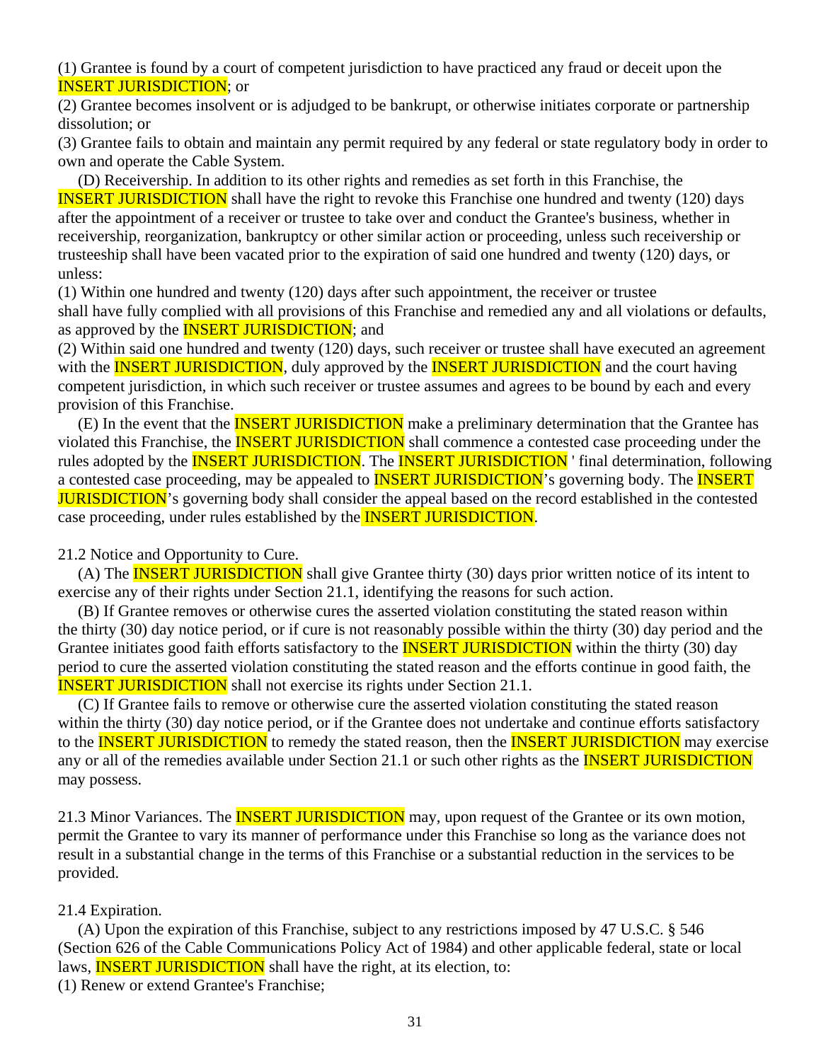(1) Grantee is found by a court of competent jurisdiction to have practiced any fraud or deceit upon the INSERT JURISDICTION; or

(2) Grantee becomes insolvent or is adjudged to be bankrupt, or otherwise initiates corporate or partnership dissolution; or

(3) Grantee fails to obtain and maintain any permit required by any federal or state regulatory body in order to own and operate the Cable System.

(D) Receivership. In addition to its other rights and remedies as set forth in this Franchise, the INSERT JURISDICTION shall have the right to revoke this Franchise one hundred and twenty (120) days after the appointment of a receiver or trustee to take over and conduct the Grantee's business, whether in receivership, reorganization, bankruptcy or other similar action or proceeding, unless such receivership or trusteeship shall have been vacated prior to the expiration of said one hundred and twenty (120) days, or unless:

(1) Within one hundred and twenty (120) days after such appointment, the receiver or trustee shall have fully complied with all provisions of this Franchise and remedied any and all violations or defaults, as approved by the INSERT JURISDICTION; and

(2) Within said one hundred and twenty (120) days, such receiver or trustee shall have executed an agreement with the INSERT JURISDICTION, duly approved by the INSERT JURISDICTION and the court having competent jurisdiction, in which such receiver or trustee assumes and agrees to be bound by each and every provision of this Franchise.

(E) In the event that the INSERT JURISDICTION make a preliminary determination that the Grantee has violated this Franchise, the INSERT JURISDICTION shall commence a contested case proceeding under the rules adopted by the INSERT JURISDICTION. The INSERT JURISDICTION ' final determination, following a contested case proceeding, may be appealed to INSERT JURISDICTION's governing body. The INSERT JURISDICTION's governing body shall consider the appeal based on the record established in the contested case proceeding, under rules established by the INSERT JURISDICTION.

21.2 Notice and Opportunity to Cure.

(A) The INSERT JURISDICTION shall give Grantee thirty (30) days prior written notice of its intent to exercise any of their rights under Section 21.1, identifying the reasons for such action.

(B) If Grantee removes or otherwise cures the asserted violation constituting the stated reason within the thirty (30) day notice period, or if cure is not reasonably possible within the thirty (30) day period and the Grantee initiates good faith efforts satisfactory to the INSERT JURISDICTION within the thirty (30) day period to cure the asserted violation constituting the stated reason and the efforts continue in good faith, the INSERT JURISDICTION shall not exercise its rights under Section 21.1.

(C) If Grantee fails to remove or otherwise cure the asserted violation constituting the stated reason within the thirty (30) day notice period, or if the Grantee does not undertake and continue efforts satisfactory to the INSERT JURISDICTION to remedy the stated reason, then the INSERT JURISDICTION may exercise any or all of the remedies available under Section 21.1 or such other rights as the INSERT JURISDICTION may possess.

21.3 Minor Variances. The INSERT JURISDICTION may, upon request of the Grantee or its own motion, permit the Grantee to vary its manner of performance under this Franchise so long as the variance does not result in a substantial change in the terms of this Franchise or a substantial reduction in the services to be provided.

21.4 Expiration.

(A) Upon the expiration of this Franchise, subject to any restrictions imposed by 47 U.S.C. § 546 (Section 626 of the Cable Communications Policy Act of 1984) and other applicable federal, state or local laws, INSERT JURISDICTION shall have the right, at its election, to:

(1) Renew or extend Grantee's Franchise;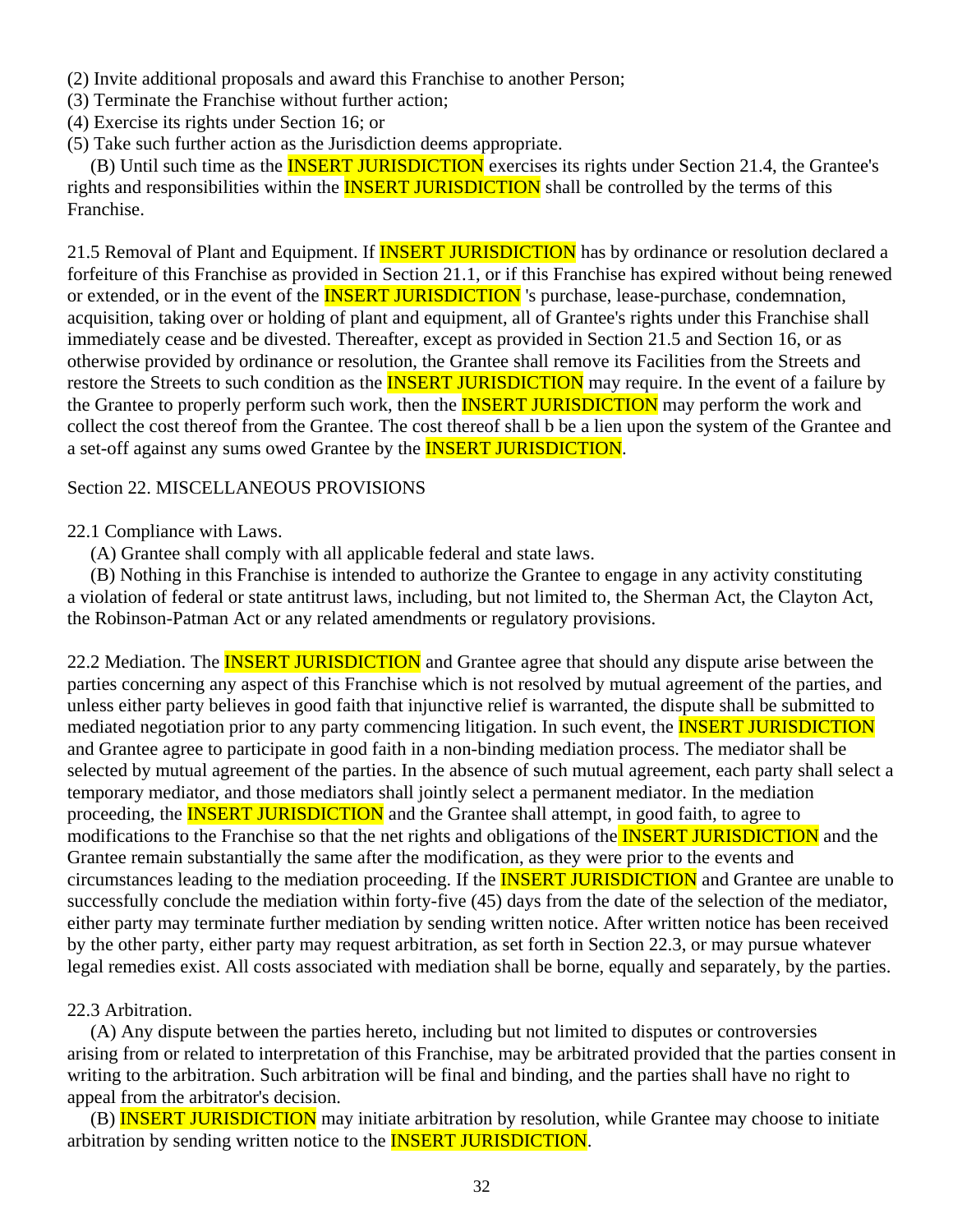(2) Invite additional proposals and award this Franchise to another Person;
(3) Terminate the Franchise without further action;
(4) Exercise its rights under Section 16; or
(5) Take such further action as the Jurisdiction deems appropriate.

(B) Until such time as the INSERT JURISDICTION exercises its rights under Section 21.4, the Grantee's rights and responsibilities within the INSERT JURISDICTION shall be controlled by the terms of this Franchise.

21.5 Removal of Plant and Equipment. If INSERT JURISDICTION has by ordinance or resolution declared a forfeiture of this Franchise as provided in Section 21.1, or if this Franchise has expired without being renewed or extended, or in the event of the INSERT JURISDICTION 's purchase, lease-purchase, condemnation, acquisition, taking over or holding of plant and equipment, all of Grantee's rights under this Franchise shall immediately cease and be divested. Thereafter, except as provided in Section 21.5 and Section 16, or as otherwise provided by ordinance or resolution, the Grantee shall remove its Facilities from the Streets and restore the Streets to such condition as the INSERT JURISDICTION may require. In the event of a failure by the Grantee to properly perform such work, then the INSERT JURISDICTION may perform the work and collect the cost thereof from the Grantee. The cost thereof shall b be a lien upon the system of the Grantee and a set-off against any sums owed Grantee by the INSERT JURISDICTION.

Section 22. MISCELLANEOUS PROVISIONS

22.1 Compliance with Laws.

(A) Grantee shall comply with all applicable federal and state laws.

(B) Nothing in this Franchise is intended to authorize the Grantee to engage in any activity constituting a violation of federal or state antitrust laws, including, but not limited to, the Sherman Act, the Clayton Act, the Robinson-Patman Act or any related amendments or regulatory provisions.

22.2 Mediation. The INSERT JURISDICTION and Grantee agree that should any dispute arise between the parties concerning any aspect of this Franchise which is not resolved by mutual agreement of the parties, and unless either party believes in good faith that injunctive relief is warranted, the dispute shall be submitted to mediated negotiation prior to any party commencing litigation. In such event, the INSERT JURISDICTION and Grantee agree to participate in good faith in a non-binding mediation process. The mediator shall be selected by mutual agreement of the parties. In the absence of such mutual agreement, each party shall select a temporary mediator, and those mediators shall jointly select a permanent mediator. In the mediation proceeding, the INSERT JURISDICTION and the Grantee shall attempt, in good faith, to agree to modifications to the Franchise so that the net rights and obligations of the INSERT JURISDICTION and the Grantee remain substantially the same after the modification, as they were prior to the events and circumstances leading to the mediation proceeding. If the INSERT JURISDICTION and Grantee are unable to successfully conclude the mediation within forty-five (45) days from the date of the selection of the mediator, either party may terminate further mediation by sending written notice. After written notice has been received by the other party, either party may request arbitration, as set forth in Section 22.3, or may pursue whatever legal remedies exist. All costs associated with mediation shall be borne, equally and separately, by the parties.

22.3 Arbitration.

(A) Any dispute between the parties hereto, including but not limited to disputes or controversies arising from or related to interpretation of this Franchise, may be arbitrated provided that the parties consent in writing to the arbitration. Such arbitration will be final and binding, and the parties shall have no right to appeal from the arbitrator's decision.

(B) INSERT JURISDICTION may initiate arbitration by resolution, while Grantee may choose to initiate arbitration by sending written notice to the INSERT JURISDICTION.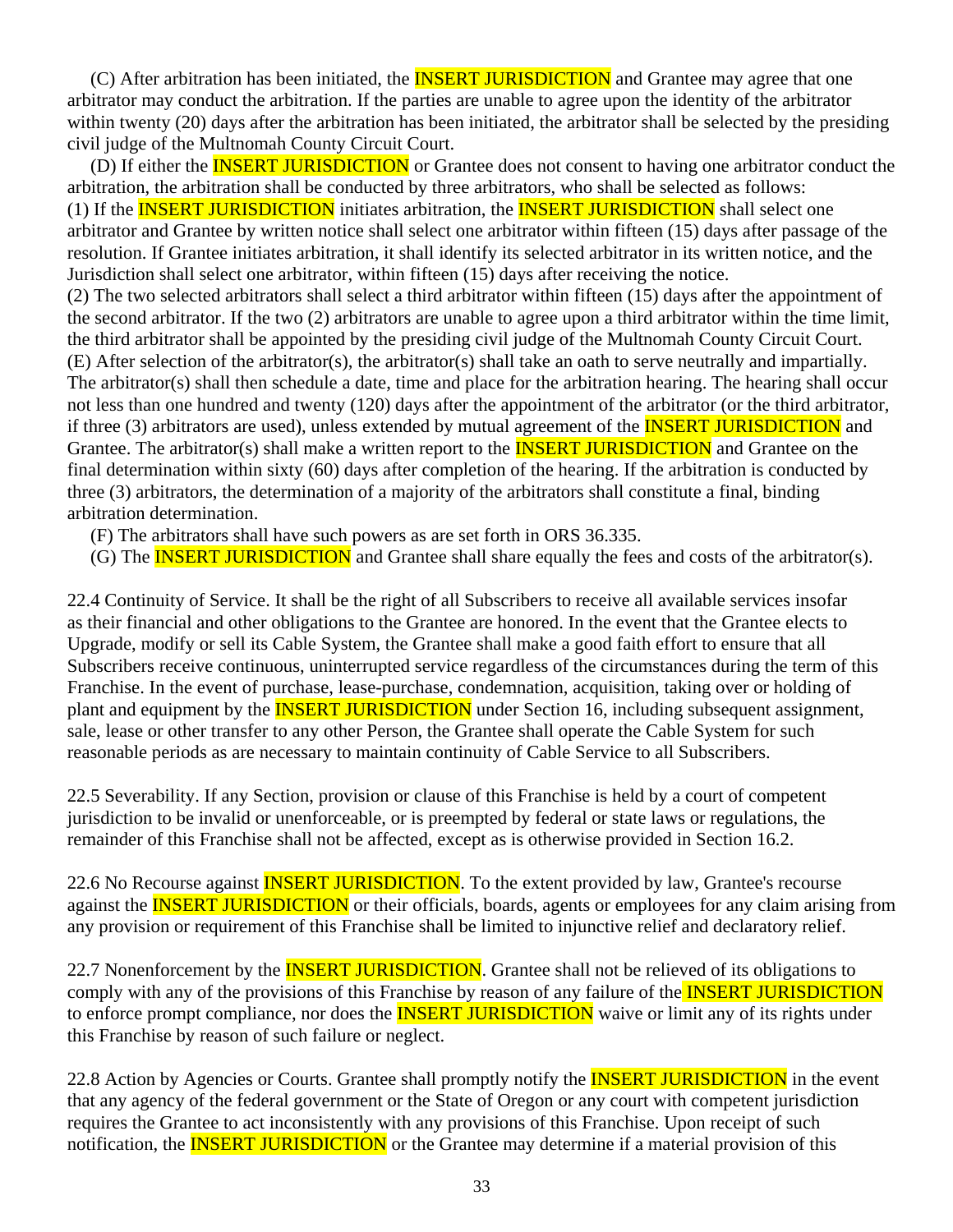(C) After arbitration has been initiated, the INSERT JURISDICTION and Grantee may agree that one arbitrator may conduct the arbitration. If the parties are unable to agree upon the identity of the arbitrator within twenty (20) days after the arbitration has been initiated, the arbitrator shall be selected by the presiding civil judge of the Multnomah County Circuit Court.

(D) If either the INSERT JURISDICTION or Grantee does not consent to having one arbitrator conduct the arbitration, the arbitration shall be conducted by three arbitrators, who shall be selected as follows:
(1) If the INSERT JURISDICTION initiates arbitration, the INSERT JURISDICTION shall select one arbitrator and Grantee by written notice shall select one arbitrator within fifteen (15) days after passage of the resolution. If Grantee initiates arbitration, it shall identify its selected arbitrator in its written notice, and the Jurisdiction shall select one arbitrator, within fifteen (15) days after receiving the notice.
(2) The two selected arbitrators shall select a third arbitrator within fifteen (15) days after the appointment of the second arbitrator. If the two (2) arbitrators are unable to agree upon a third arbitrator within the time limit, the third arbitrator shall be appointed by the presiding civil judge of the Multnomah County Circuit Court.
(E) After selection of the arbitrator(s), the arbitrator(s) shall take an oath to serve neutrally and impartially. The arbitrator(s) shall then schedule a date, time and place for the arbitration hearing. The hearing shall occur not less than one hundred and twenty (120) days after the appointment of the arbitrator (or the third arbitrator, if three (3) arbitrators are used), unless extended by mutual agreement of the INSERT JURISDICTION and Grantee. The arbitrator(s) shall make a written report to the INSERT JURISDICTION and Grantee on the final determination within sixty (60) days after completion of the hearing. If the arbitration is conducted by three (3) arbitrators, the determination of a majority of the arbitrators shall constitute a final, binding arbitration determination.

(F) The arbitrators shall have such powers as are set forth in ORS 36.335.

(G) The INSERT JURISDICTION and Grantee shall share equally the fees and costs of the arbitrator(s).

22.4 Continuity of Service. It shall be the right of all Subscribers to receive all available services insofar as their financial and other obligations to the Grantee are honored. In the event that the Grantee elects to Upgrade, modify or sell its Cable System, the Grantee shall make a good faith effort to ensure that all Subscribers receive continuous, uninterrupted service regardless of the circumstances during the term of this Franchise. In the event of purchase, lease-purchase, condemnation, acquisition, taking over or holding of plant and equipment by the INSERT JURISDICTION under Section 16, including subsequent assignment, sale, lease or other transfer to any other Person, the Grantee shall operate the Cable System for such reasonable periods as are necessary to maintain continuity of Cable Service to all Subscribers.

22.5 Severability. If any Section, provision or clause of this Franchise is held by a court of competent jurisdiction to be invalid or unenforceable, or is preempted by federal or state laws or regulations, the remainder of this Franchise shall not be affected, except as is otherwise provided in Section 16.2.

22.6 No Recourse against INSERT JURISDICTION. To the extent provided by law, Grantee's recourse against the INSERT JURISDICTION or their officials, boards, agents or employees for any claim arising from any provision or requirement of this Franchise shall be limited to injunctive relief and declaratory relief.

22.7 Nonenforcement by the INSERT JURISDICTION. Grantee shall not be relieved of its obligations to comply with any of the provisions of this Franchise by reason of any failure of the INSERT JURISDICTION to enforce prompt compliance, nor does the INSERT JURISDICTION waive or limit any of its rights under this Franchise by reason of such failure or neglect.

22.8 Action by Agencies or Courts. Grantee shall promptly notify the INSERT JURISDICTION in the event that any agency of the federal government or the State of Oregon or any court with competent jurisdiction requires the Grantee to act inconsistently with any provisions of this Franchise. Upon receipt of such notification, the INSERT JURISDICTION or the Grantee may determine if a material provision of this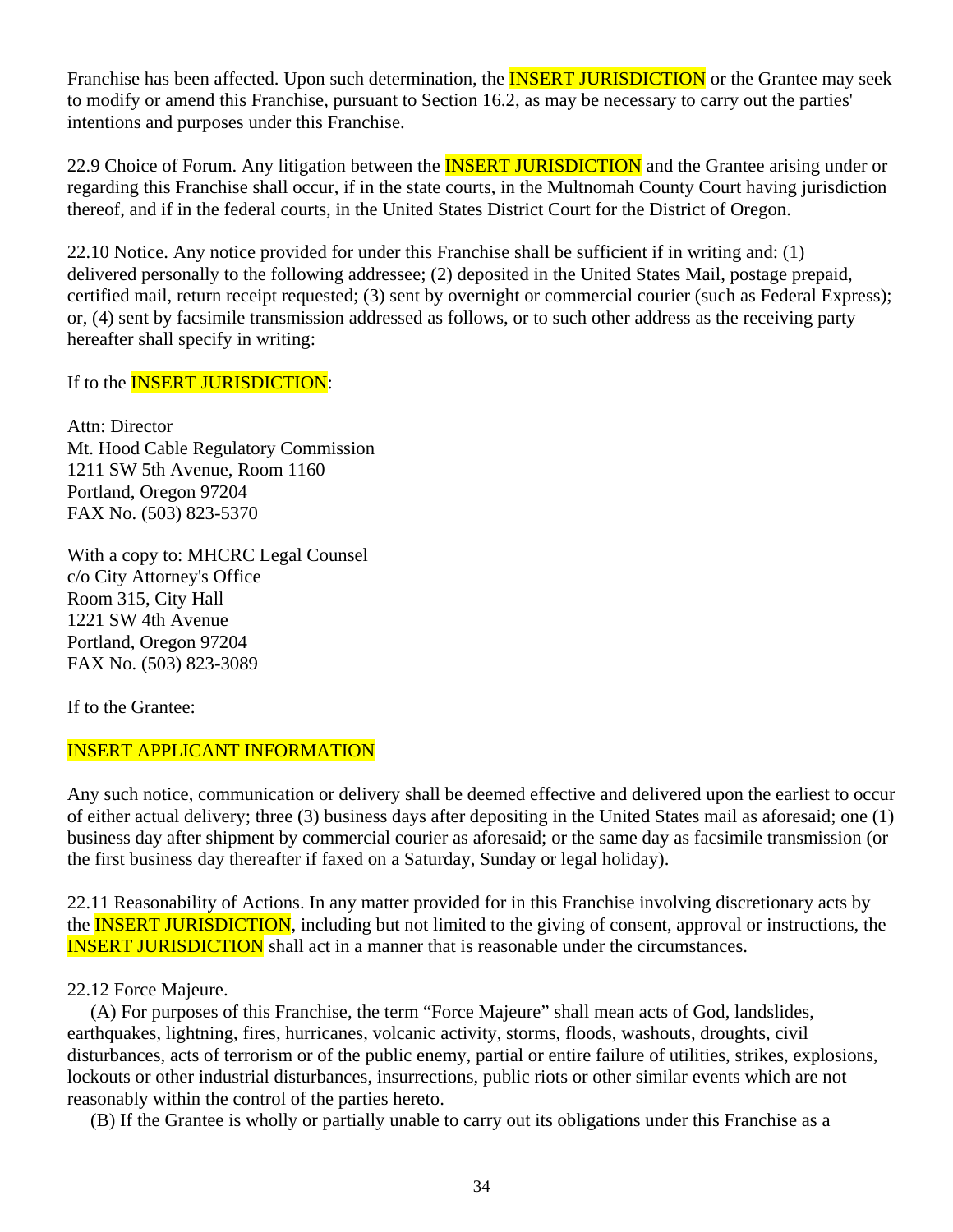Franchise has been affected. Upon such determination, the INSERT JURISDICTION or the Grantee may seek to modify or amend this Franchise, pursuant to Section 16.2, as may be necessary to carry out the parties' intentions and purposes under this Franchise.

22.9 Choice of Forum. Any litigation between the INSERT JURISDICTION and the Grantee arising under or regarding this Franchise shall occur, if in the state courts, in the Multnomah County Court having jurisdiction thereof, and if in the federal courts, in the United States District Court for the District of Oregon.

22.10 Notice. Any notice provided for under this Franchise shall be sufficient if in writing and: (1) delivered personally to the following addressee; (2) deposited in the United States Mail, postage prepaid, certified mail, return receipt requested; (3) sent by overnight or commercial courier (such as Federal Express); or, (4) sent by facsimile transmission addressed as follows, or to such other address as the receiving party hereafter shall specify in writing:

If to the INSERT JURISDICTION:

Attn: Director
Mt. Hood Cable Regulatory Commission
1211 SW 5th Avenue, Room 1160
Portland, Oregon 97204
FAX No. (503) 823-5370

With a copy to: MHCRC Legal Counsel
c/o City Attorney's Office
Room 315, City Hall
1221 SW 4th Avenue
Portland, Oregon 97204
FAX No. (503) 823-3089

If to the Grantee:

INSERT APPLICANT INFORMATION

Any such notice, communication or delivery shall be deemed effective and delivered upon the earliest to occur of either actual delivery; three (3) business days after depositing in the United States mail as aforesaid; one (1) business day after shipment by commercial courier as aforesaid; or the same day as facsimile transmission (or the first business day thereafter if faxed on a Saturday, Sunday or legal holiday).

22.11 Reasonability of Actions. In any matter provided for in this Franchise involving discretionary acts by the INSERT JURISDICTION, including but not limited to the giving of consent, approval or instructions, the INSERT JURISDICTION shall act in a manner that is reasonable under the circumstances.

22.12 Force Majeure.

(A) For purposes of this Franchise, the term “Force Majeure” shall mean acts of God, landslides, earthquakes, lightning, fires, hurricanes, volcanic activity, storms, floods, washouts, droughts, civil disturbances, acts of terrorism or of the public enemy, partial or entire failure of utilities, strikes, explosions, lockouts or other industrial disturbances, insurrections, public riots or other similar events which are not reasonably within the control of the parties hereto.

(B) If the Grantee is wholly or partially unable to carry out its obligations under this Franchise as a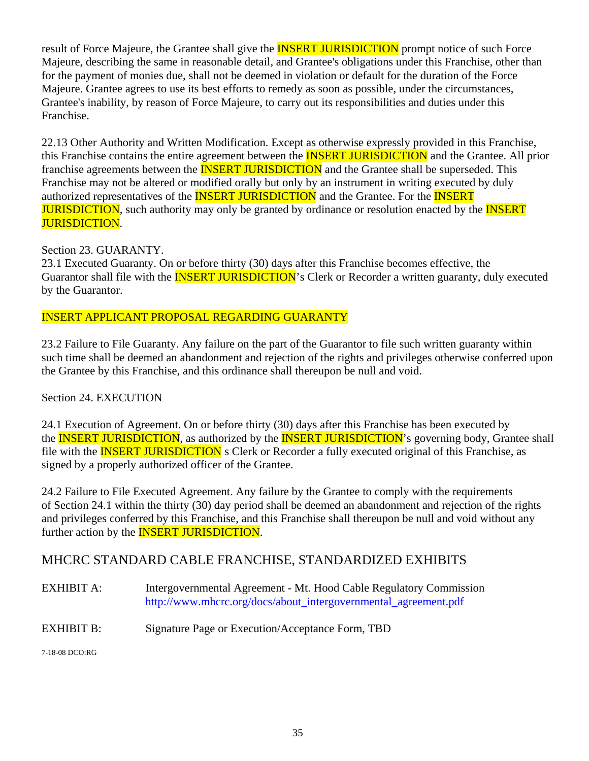result of Force Majeure, the Grantee shall give the INSERT JURISDICTION prompt notice of such Force Majeure, describing the same in reasonable detail, and Grantee's obligations under this Franchise, other than for the payment of monies due, shall not be deemed in violation or default for the duration of the Force Majeure. Grantee agrees to use its best efforts to remedy as soon as possible, under the circumstances, Grantee's inability, by reason of Force Majeure, to carry out its responsibilities and duties under this Franchise.

22.13 Other Authority and Written Modification. Except as otherwise expressly provided in this Franchise, this Franchise contains the entire agreement between the INSERT JURISDICTION and the Grantee. All prior franchise agreements between the INSERT JURISDICTION and the Grantee shall be superseded. This Franchise may not be altered or modified orally but only by an instrument in writing executed by duly authorized representatives of the INSERT JURISDICTION and the Grantee. For the INSERT JURISDICTION, such authority may only be granted by ordinance or resolution enacted by the INSERT JURISDICTION.

Section 23. GUARANTY.
23.1 Executed Guaranty. On or before thirty (30) days after this Franchise becomes effective, the Guarantor shall file with the INSERT JURISDICTION's Clerk or Recorder a written guaranty, duly executed by the Guarantor.

INSERT APPLICANT PROPOSAL REGARDING GUARANTY

23.2 Failure to File Guaranty. Any failure on the part of the Guarantor to file such written guaranty within such time shall be deemed an abandonment and rejection of the rights and privileges otherwise conferred upon the Grantee by this Franchise, and this ordinance shall thereupon be null and void.

Section 24. EXECUTION

24.1 Execution of Agreement. On or before thirty (30) days after this Franchise has been executed by the INSERT JURISDICTION, as authorized by the INSERT JURISDICTION's governing body, Grantee shall file with the INSERT JURISDICTION s Clerk or Recorder a fully executed original of this Franchise, as signed by a properly authorized officer of the Grantee.

24.2 Failure to File Executed Agreement. Any failure by the Grantee to comply with the requirements of Section 24.1 within the thirty (30) day period shall be deemed an abandonment and rejection of the rights and privileges conferred by this Franchise, and this Franchise shall thereupon be null and void without any further action by the INSERT JURISDICTION.

## MHCRC STANDARD CABLE FRANCHISE, STANDARDIZED EXHIBITS

| | |
|---|---|
| EXHIBIT A: | Intergovernmental Agreement - Mt. Hood Cable Regulatory Commission http://www.mhcrc.org/docs/about_intergovernmental_agreement.pdf |
| EXHIBIT B: | Signature Page or Execution/Acceptance Form, TBD |

7-18-08 DCO:RG